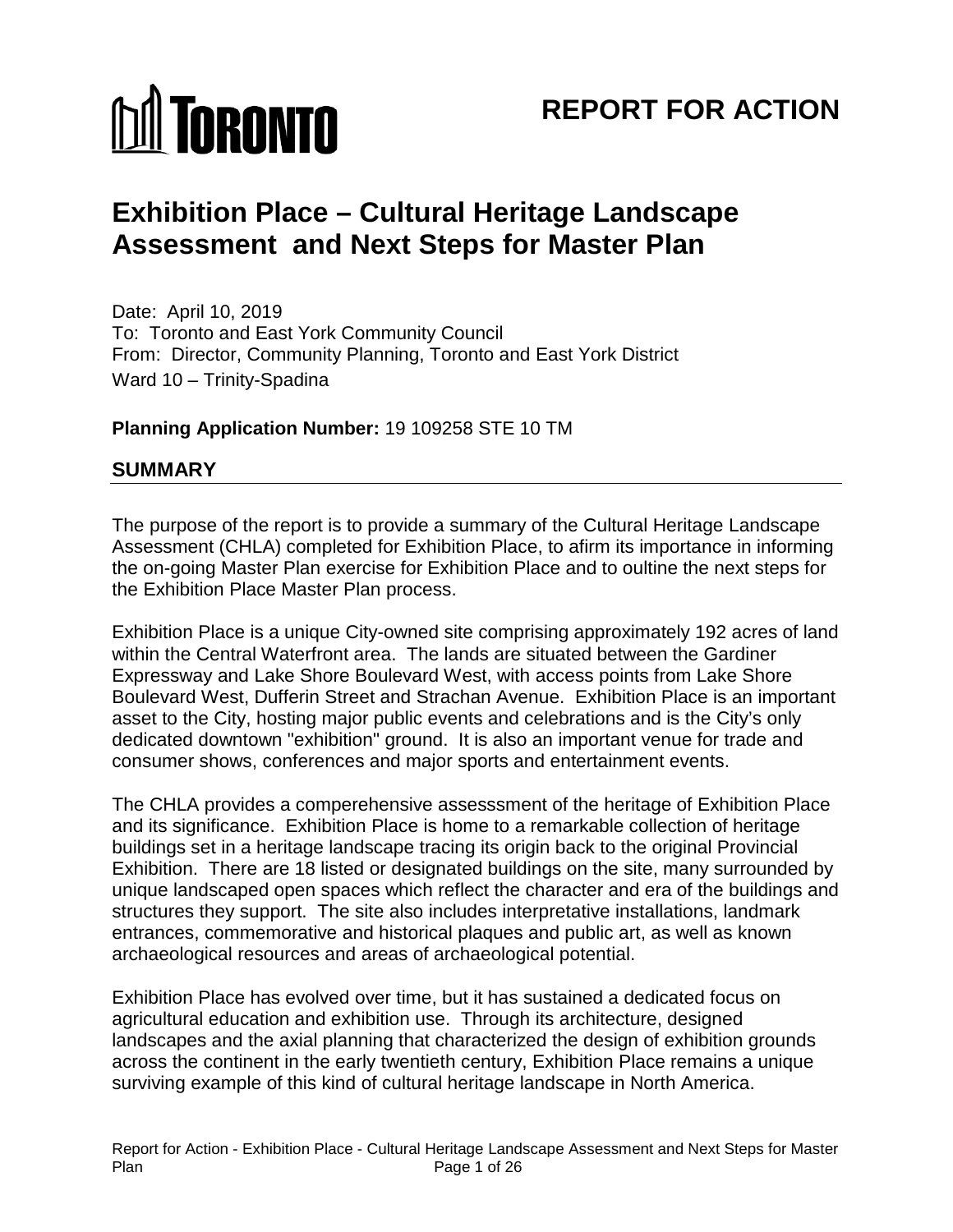# REPORT FOR ACTION

# Exhibition Place – Cultural Heritage Landscape Assessment and Next Steps for Master Plan

Date: April 10, 2019
To: Toronto and East York Community Council
From: Director, Community Planning, Toronto and East York District
Ward 10 – Trinity-Spadina

**Planning Application Number:** 19 109258 STE 10 TM

## SUMMARY

The purpose of the report is to provide a summary of the Cultural Heritage Landscape Assessment (CHLA) completed for Exhibition Place, to afirm its importance in informing the on-going Master Plan exercise for Exhibition Place and to oultine the next steps for the Exhibition Place Master Plan process.

Exhibition Place is a unique City-owned site comprising approximately 192 acres of land within the Central Waterfront area. The lands are situated between the Gardiner Expressway and Lake Shore Boulevard West, with access points from Lake Shore Boulevard West, Dufferin Street and Strachan Avenue. Exhibition Place is an important asset to the City, hosting major public events and celebrations and is the City's only dedicated downtown "exhibition" ground. It is also an important venue for trade and consumer shows, conferences and major sports and entertainment events.

The CHLA provides a comperehensive assesssment of the heritage of Exhibition Place and its significance. Exhibition Place is home to a remarkable collection of heritage buildings set in a heritage landscape tracing its origin back to the original Provincial Exhibition. There are 18 listed or designated buildings on the site, many surrounded by unique landscaped open spaces which reflect the character and era of the buildings and structures they support. The site also includes interpretative installations, landmark entrances, commemorative and historical plaques and public art, as well as known archaeological resources and areas of archaeological potential.

Exhibition Place has evolved over time, but it has sustained a dedicated focus on agricultural education and exhibition use. Through its architecture, designed landscapes and the axial planning that characterized the design of exhibition grounds across the continent in the early twentieth century, Exhibition Place remains a unique surviving example of this kind of cultural heritage landscape in North America.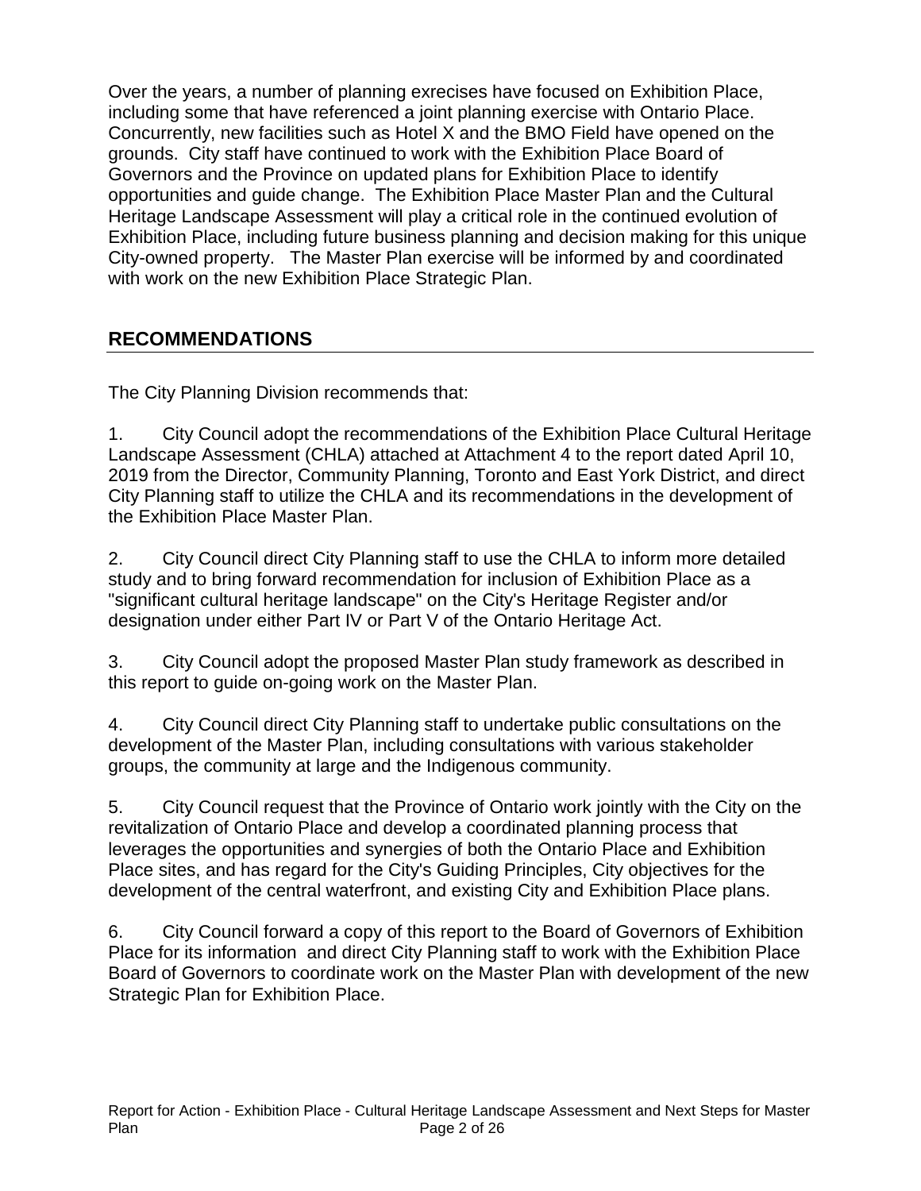Over the years, a number of planning exrecises have focused on Exhibition Place, including some that have referenced a joint planning exercise with Ontario Place. Concurrently, new facilities such as Hotel X and the BMO Field have opened on the grounds. City staff have continued to work with the Exhibition Place Board of Governors and the Province on updated plans for Exhibition Place to identify opportunities and guide change. The Exhibition Place Master Plan and the Cultural Heritage Landscape Assessment will play a critical role in the continued evolution of Exhibition Place, including future business planning and decision making for this unique City-owned property. The Master Plan exercise will be informed by and coordinated with work on the new Exhibition Place Strategic Plan.

## RECOMMENDATIONS

The City Planning Division recommends that:

1. City Council adopt the recommendations of the Exhibition Place Cultural Heritage Landscape Assessment (CHLA) attached at Attachment 4 to the report dated April 10, 2019 from the Director, Community Planning, Toronto and East York District, and direct City Planning staff to utilize the CHLA and its recommendations in the development of the Exhibition Place Master Plan.

2. City Council direct City Planning staff to use the CHLA to inform more detailed study and to bring forward recommendation for inclusion of Exhibition Place as a "significant cultural heritage landscape" on the City's Heritage Register and/or designation under either Part IV or Part V of the Ontario Heritage Act.

3. City Council adopt the proposed Master Plan study framework as described in this report to guide on-going work on the Master Plan.

4. City Council direct City Planning staff to undertake public consultations on the development of the Master Plan, including consultations with various stakeholder groups, the community at large and the Indigenous community.

5. City Council request that the Province of Ontario work jointly with the City on the revitalization of Ontario Place and develop a coordinated planning process that leverages the opportunities and synergies of both the Ontario Place and Exhibition Place sites, and has regard for the City's Guiding Principles, City objectives for the development of the central waterfront, and existing City and Exhibition Place plans.

6. City Council forward a copy of this report to the Board of Governors of Exhibition Place for its information and direct City Planning staff to work with the Exhibition Place Board of Governors to coordinate work on the Master Plan with development of the new Strategic Plan for Exhibition Place.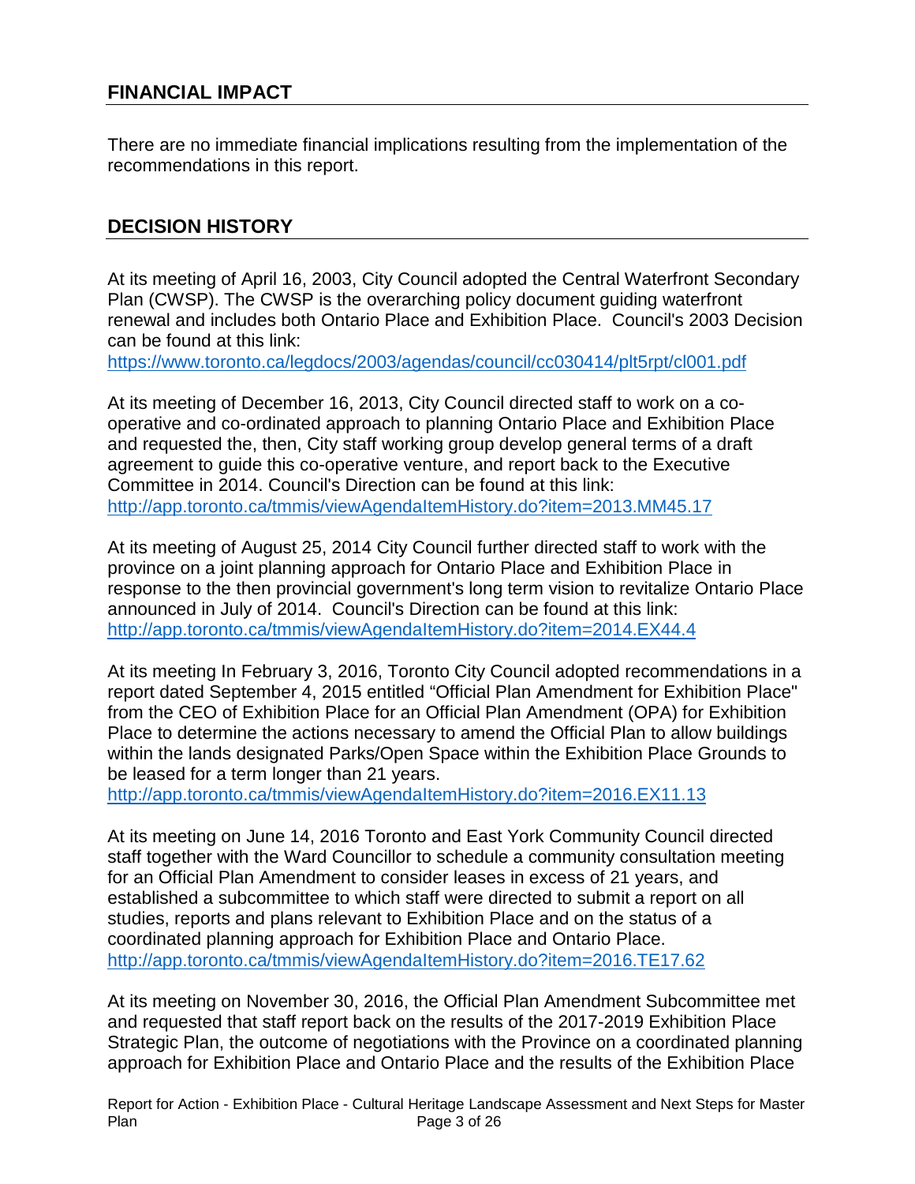## FINANCIAL IMPACT

There are no immediate financial implications resulting from the implementation of the recommendations in this report.

## DECISION HISTORY

At its meeting of April 16, 2003, City Council adopted the Central Waterfront Secondary Plan (CWSP). The CWSP is the overarching policy document guiding waterfront renewal and includes both Ontario Place and Exhibition Place. Council's 2003 Decision can be found at this link:
https://www.toronto.ca/legdocs/2003/agendas/council/cc030414/plt5rpt/cl001.pdf

At its meeting of December 16, 2013, City Council directed staff to work on a co-operative and co-ordinated approach to planning Ontario Place and Exhibition Place and requested the, then, City staff working group develop general terms of a draft agreement to guide this co-operative venture, and report back to the Executive Committee in 2014. Council's Direction can be found at this link:
http://app.toronto.ca/tmmis/viewAgendaItemHistory.do?item=2013.MM45.17

At its meeting of August 25, 2014 City Council further directed staff to work with the province on a joint planning approach for Ontario Place and Exhibition Place in response to the then provincial government's long term vision to revitalize Ontario Place announced in July of 2014. Council's Direction can be found at this link:
http://app.toronto.ca/tmmis/viewAgendaItemHistory.do?item=2014.EX44.4

At its meeting In February 3, 2016, Toronto City Council adopted recommendations in a report dated September 4, 2015 entitled "Official Plan Amendment for Exhibition Place" from the CEO of Exhibition Place for an Official Plan Amendment (OPA) for Exhibition Place to determine the actions necessary to amend the Official Plan to allow buildings within the lands designated Parks/Open Space within the Exhibition Place Grounds to be leased for a term longer than 21 years.
http://app.toronto.ca/tmmis/viewAgendaItemHistory.do?item=2016.EX11.13

At its meeting on June 14, 2016 Toronto and East York Community Council directed staff together with the Ward Councillor to schedule a community consultation meeting for an Official Plan Amendment to consider leases in excess of 21 years, and established a subcommittee to which staff were directed to submit a report on all studies, reports and plans relevant to Exhibition Place and on the status of a coordinated planning approach for Exhibition Place and Ontario Place.
http://app.toronto.ca/tmmis/viewAgendaItemHistory.do?item=2016.TE17.62

At its meeting on November 30, 2016, the Official Plan Amendment Subcommittee met and requested that staff report back on the results of the 2017-2019 Exhibition Place Strategic Plan, the outcome of negotiations with the Province on a coordinated planning approach for Exhibition Place and Ontario Place and the results of the Exhibition Place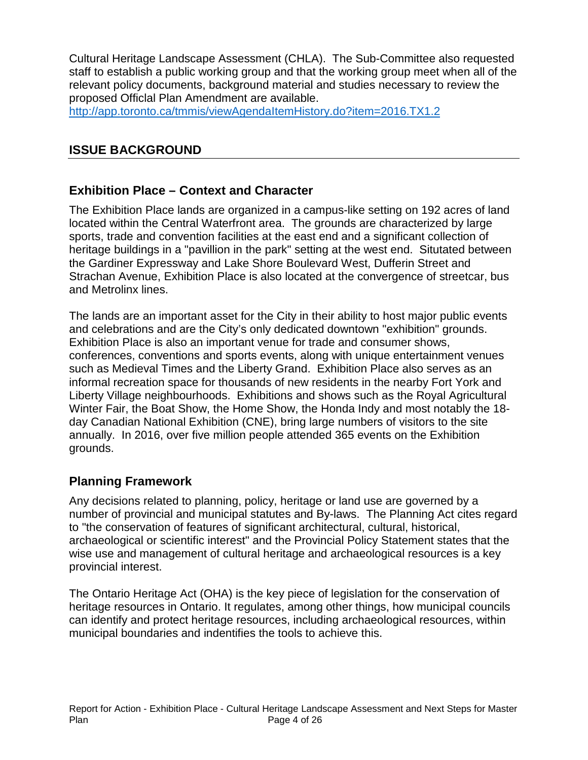Cultural Heritage Landscape Assessment (CHLA). The Sub-Committee also requested staff to establish a public working group and that the working group meet when all of the relevant policy documents, background material and studies necessary to review the proposed Official Plan Amendment are available.
http://app.toronto.ca/tmmis/viewAgendaItemHistory.do?item=2016.TX1.2

## ISSUE BACKGROUND

### Exhibition Place – Context and Character

The Exhibition Place lands are organized in a campus-like setting on 192 acres of land located within the Central Waterfront area. The grounds are characterized by large sports, trade and convention facilities at the east end and a significant collection of heritage buildings in a "pavillion in the park" setting at the west end. Situtated between the Gardiner Expressway and Lake Shore Boulevard West, Dufferin Street and Strachan Avenue, Exhibition Place is also located at the convergence of streetcar, bus and Metrolinx lines.

The lands are an important asset for the City in their ability to host major public events and celebrations and are the City's only dedicated downtown "exhibition" grounds. Exhibition Place is also an important venue for trade and consumer shows, conferences, conventions and sports events, along with unique entertainment venues such as Medieval Times and the Liberty Grand. Exhibition Place also serves as an informal recreation space for thousands of new residents in the nearby Fort York and Liberty Village neighbourhoods. Exhibitions and shows such as the Royal Agricultural Winter Fair, the Boat Show, the Home Show, the Honda Indy and most notably the 18-day Canadian National Exhibition (CNE), bring large numbers of visitors to the site annually. In 2016, over five million people attended 365 events on the Exhibition grounds.

### Planning Framework

Any decisions related to planning, policy, heritage or land use are governed by a number of provincial and municipal statutes and By-laws. The Planning Act cites regard to "the conservation of features of significant architectural, cultural, historical, archaeological or scientific interest" and the Provincial Policy Statement states that the wise use and management of cultural heritage and archaeological resources is a key provincial interest.

The Ontario Heritage Act (OHA) is the key piece of legislation for the conservation of heritage resources in Ontario. It regulates, among other things, how municipal councils can identify and protect heritage resources, including archaeological resources, within municipal boundaries and indentifies the tools to achieve this.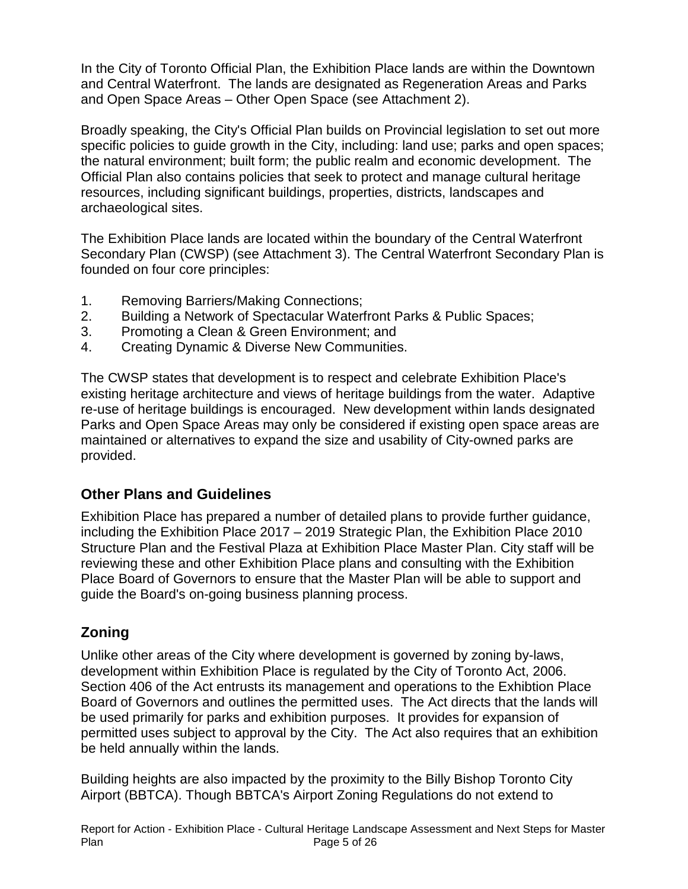In the City of Toronto Official Plan, the Exhibition Place lands are within the Downtown and Central Waterfront. The lands are designated as Regeneration Areas and Parks and Open Space Areas – Other Open Space (see Attachment 2).

Broadly speaking, the City's Official Plan builds on Provincial legislation to set out more specific policies to guide growth in the City, including: land use; parks and open spaces; the natural environment; built form; the public realm and economic development. The Official Plan also contains policies that seek to protect and manage cultural heritage resources, including significant buildings, properties, districts, landscapes and archaeological sites.

The Exhibition Place lands are located within the boundary of the Central Waterfront Secondary Plan (CWSP) (see Attachment 3). The Central Waterfront Secondary Plan is founded on four core principles:

1. Removing Barriers/Making Connections;
2. Building a Network of Spectacular Waterfront Parks & Public Spaces;
3. Promoting a Clean & Green Environment; and
4. Creating Dynamic & Diverse New Communities.

The CWSP states that development is to respect and celebrate Exhibition Place's existing heritage architecture and views of heritage buildings from the water. Adaptive re-use of heritage buildings is encouraged. New development within lands designated Parks and Open Space Areas may only be considered if existing open space areas are maintained or alternatives to expand the size and usability of City-owned parks are provided.

## Other Plans and Guidelines

Exhibition Place has prepared a number of detailed plans to provide further guidance, including the Exhibition Place 2017 – 2019 Strategic Plan, the Exhibition Place 2010 Structure Plan and the Festival Plaza at Exhibition Place Master Plan. City staff will be reviewing these and other Exhibition Place plans and consulting with the Exhibition Place Board of Governors to ensure that the Master Plan will be able to support and guide the Board's on-going business planning process.

## Zoning

Unlike other areas of the City where development is governed by zoning by-laws, development within Exhibition Place is regulated by the City of Toronto Act, 2006. Section 406 of the Act entrusts its management and operations to the Exhibtion Place Board of Governors and outlines the permitted uses. The Act directs that the lands will be used primarily for parks and exhibition purposes. It provides for expansion of permitted uses subject to approval by the City. The Act also requires that an exhibition be held annually within the lands.

Building heights are also impacted by the proximity to the Billy Bishop Toronto City Airport (BBTCA). Though BBTCA's Airport Zoning Regulations do not extend to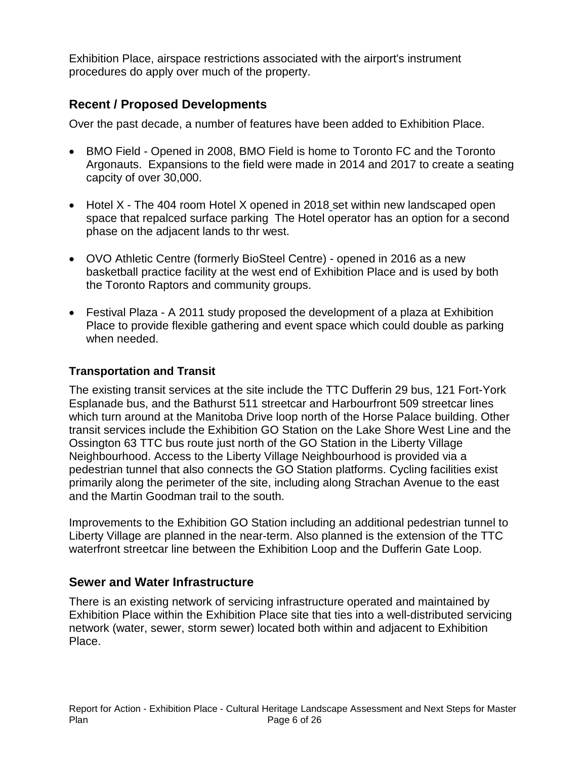Exhibition Place, airspace restrictions associated with the airport's instrument procedures do apply over much of the property.

## Recent / Proposed Developments

Over the past decade, a number of features have been added to Exhibition Place.

- BMO Field - Opened in 2008, BMO Field is home to Toronto FC and the Toronto Argonauts. Expansions to the field were made in 2014 and 2017 to create a seating capcity of over 30,000.
- Hotel X - The 404 room Hotel X opened in 2018 set within new landscaped open space that repalced surface parking The Hotel operator has an option for a second phase on the adjacent lands to thr west.
- OVO Athletic Centre (formerly BioSteel Centre) - opened in 2016 as a new basketball practice facility at the west end of Exhibition Place and is used by both the Toronto Raptors and community groups.
- Festival Plaza - A 2011 study proposed the development of a plaza at Exhibition Place to provide flexible gathering and event space which could double as parking when needed.

### Transportation and Transit

The existing transit services at the site include the TTC Dufferin 29 bus, 121 Fort-York Esplanade bus, and the Bathurst 511 streetcar and Harbourfront 509 streetcar lines which turn around at the Manitoba Drive loop north of the Horse Palace building. Other transit services include the Exhibition GO Station on the Lake Shore West Line and the Ossington 63 TTC bus route just north of the GO Station in the Liberty Village Neighbourhood. Access to the Liberty Village Neighbourhood is provided via a pedestrian tunnel that also connects the GO Station platforms. Cycling facilities exist primarily along the perimeter of the site, including along Strachan Avenue to the east and the Martin Goodman trail to the south.

Improvements to the Exhibition GO Station including an additional pedestrian tunnel to Liberty Village are planned in the near-term. Also planned is the extension of the TTC waterfront streetcar line between the Exhibition Loop and the Dufferin Gate Loop.

## Sewer and Water Infrastructure

There is an existing network of servicing infrastructure operated and maintained by Exhibition Place within the Exhibition Place site that ties into a well-distributed servicing network (water, sewer, storm sewer) located both within and adjacent to Exhibition Place.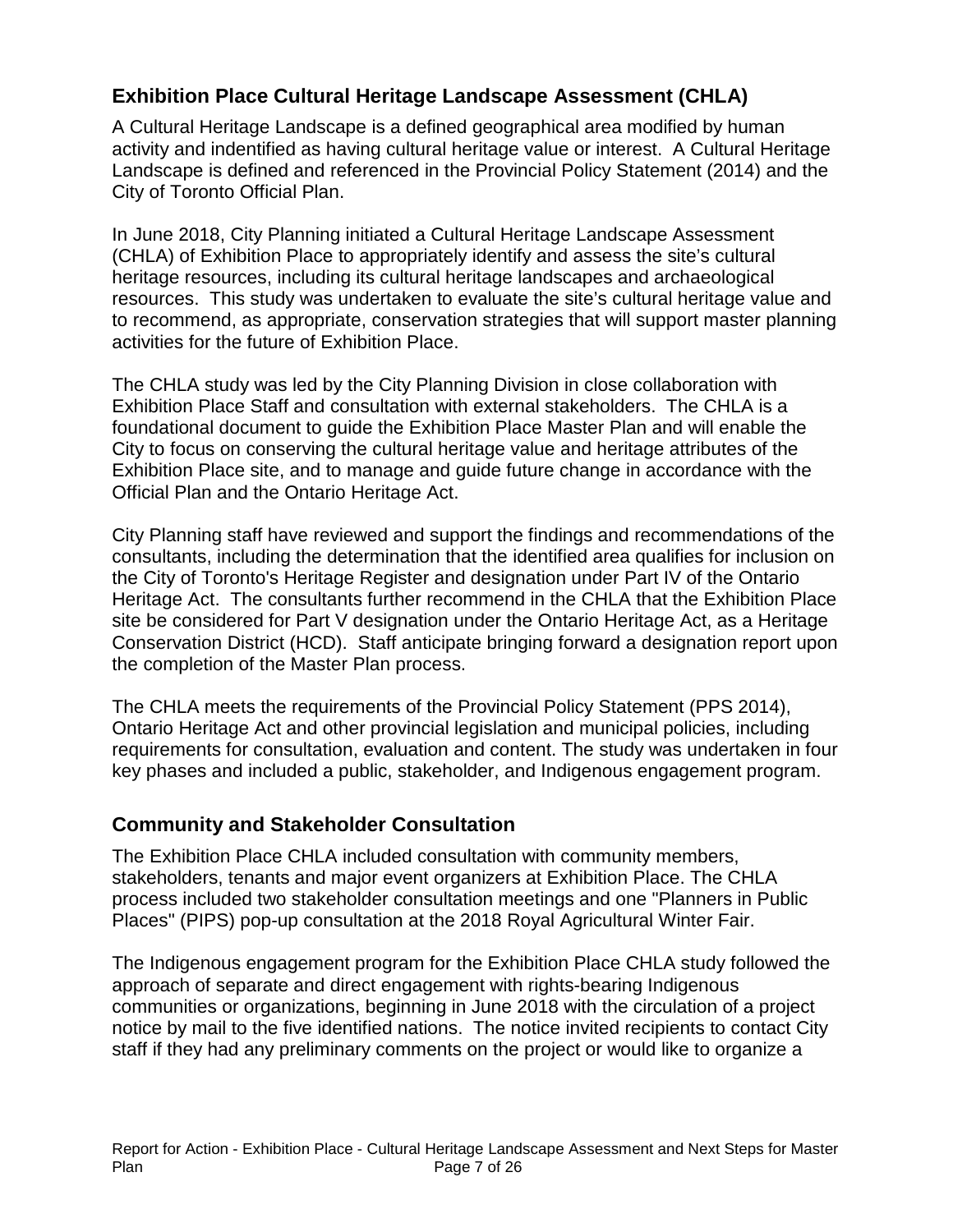## Exhibition Place Cultural Heritage Landscape Assessment (CHLA)

A Cultural Heritage Landscape is a defined geographical area modified by human activity and indentified as having cultural heritage value or interest. A Cultural Heritage Landscape is defined and referenced in the Provincial Policy Statement (2014) and the City of Toronto Official Plan.

In June 2018, City Planning initiated a Cultural Heritage Landscape Assessment (CHLA) of Exhibition Place to appropriately identify and assess the site's cultural heritage resources, including its cultural heritage landscapes and archaeological resources. This study was undertaken to evaluate the site's cultural heritage value and to recommend, as appropriate, conservation strategies that will support master planning activities for the future of Exhibition Place.

The CHLA study was led by the City Planning Division in close collaboration with Exhibition Place Staff and consultation with external stakeholders. The CHLA is a foundational document to guide the Exhibition Place Master Plan and will enable the City to focus on conserving the cultural heritage value and heritage attributes of the Exhibition Place site, and to manage and guide future change in accordance with the Official Plan and the Ontario Heritage Act.

City Planning staff have reviewed and support the findings and recommendations of the consultants, including the determination that the identified area qualifies for inclusion on the City of Toronto's Heritage Register and designation under Part IV of the Ontario Heritage Act. The consultants further recommend in the CHLA that the Exhibition Place site be considered for Part V designation under the Ontario Heritage Act, as a Heritage Conservation District (HCD). Staff anticipate bringing forward a designation report upon the completion of the Master Plan process.

The CHLA meets the requirements of the Provincial Policy Statement (PPS 2014), Ontario Heritage Act and other provincial legislation and municipal policies, including requirements for consultation, evaluation and content. The study was undertaken in four key phases and included a public, stakeholder, and Indigenous engagement program.

## Community and Stakeholder Consultation

The Exhibition Place CHLA included consultation with community members, stakeholders, tenants and major event organizers at Exhibition Place. The CHLA process included two stakeholder consultation meetings and one "Planners in Public Places" (PIPS) pop-up consultation at the 2018 Royal Agricultural Winter Fair.

The Indigenous engagement program for the Exhibition Place CHLA study followed the approach of separate and direct engagement with rights-bearing Indigenous communities or organizations, beginning in June 2018 with the circulation of a project notice by mail to the five identified nations. The notice invited recipients to contact City staff if they had any preliminary comments on the project or would like to organize a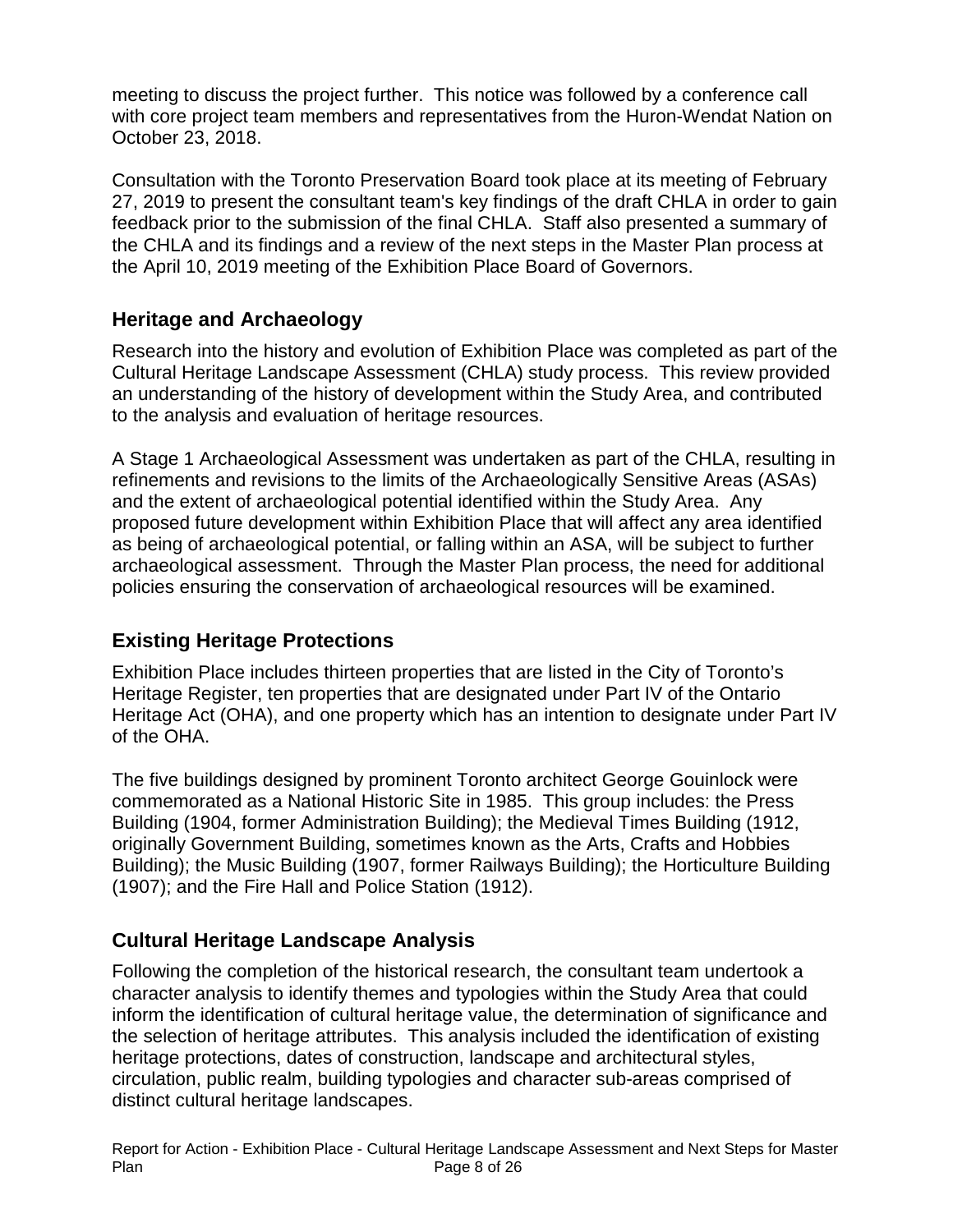meeting to discuss the project further. This notice was followed by a conference call with core project team members and representatives from the Huron-Wendat Nation on October 23, 2018.

Consultation with the Toronto Preservation Board took place at its meeting of February 27, 2019 to present the consultant team's key findings of the draft CHLA in order to gain feedback prior to the submission of the final CHLA. Staff also presented a summary of the CHLA and its findings and a review of the next steps in the Master Plan process at the April 10, 2019 meeting of the Exhibition Place Board of Governors.

## Heritage and Archaeology

Research into the history and evolution of Exhibition Place was completed as part of the Cultural Heritage Landscape Assessment (CHLA) study process. This review provided an understanding of the history of development within the Study Area, and contributed to the analysis and evaluation of heritage resources.

A Stage 1 Archaeological Assessment was undertaken as part of the CHLA, resulting in refinements and revisions to the limits of the Archaeologically Sensitive Areas (ASAs) and the extent of archaeological potential identified within the Study Area. Any proposed future development within Exhibition Place that will affect any area identified as being of archaeological potential, or falling within an ASA, will be subject to further archaeological assessment. Through the Master Plan process, the need for additional policies ensuring the conservation of archaeological resources will be examined.

## Existing Heritage Protections

Exhibition Place includes thirteen properties that are listed in the City of Toronto's Heritage Register, ten properties that are designated under Part IV of the Ontario Heritage Act (OHA), and one property which has an intention to designate under Part IV of the OHA.

The five buildings designed by prominent Toronto architect George Gouinlock were commemorated as a National Historic Site in 1985. This group includes: the Press Building (1904, former Administration Building); the Medieval Times Building (1912, originally Government Building, sometimes known as the Arts, Crafts and Hobbies Building); the Music Building (1907, former Railways Building); the Horticulture Building (1907); and the Fire Hall and Police Station (1912).

## Cultural Heritage Landscape Analysis

Following the completion of the historical research, the consultant team undertook a character analysis to identify themes and typologies within the Study Area that could inform the identification of cultural heritage value, the determination of significance and the selection of heritage attributes. This analysis included the identification of existing heritage protections, dates of construction, landscape and architectural styles, circulation, public realm, building typologies and character sub-areas comprised of distinct cultural heritage landscapes.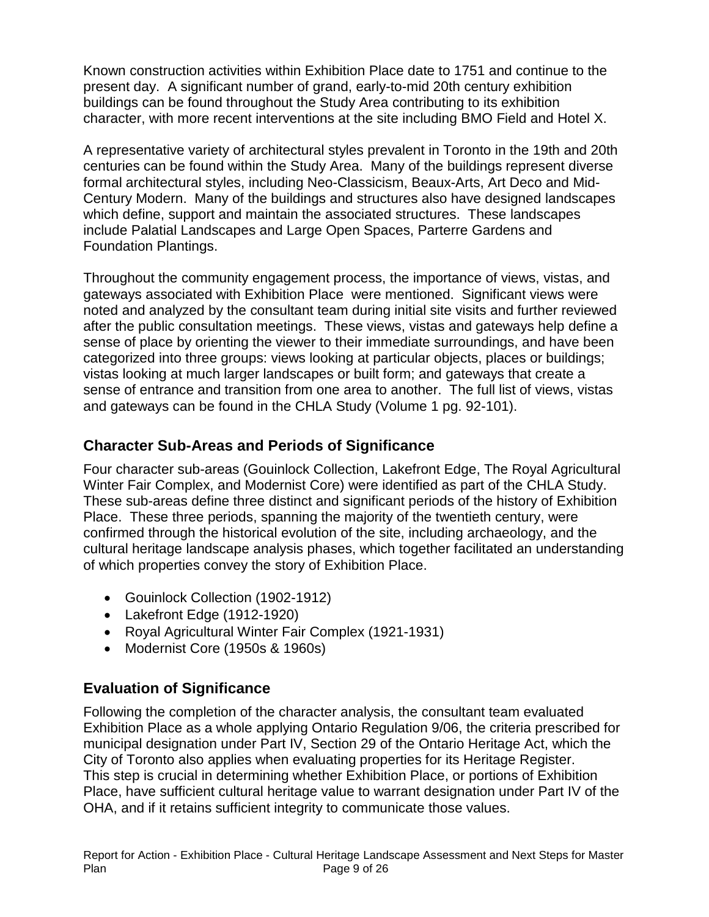Known construction activities within Exhibition Place date to 1751 and continue to the present day. A significant number of grand, early-to-mid 20th century exhibition buildings can be found throughout the Study Area contributing to its exhibition character, with more recent interventions at the site including BMO Field and Hotel X.

A representative variety of architectural styles prevalent in Toronto in the 19th and 20th centuries can be found within the Study Area. Many of the buildings represent diverse formal architectural styles, including Neo-Classicism, Beaux-Arts, Art Deco and Mid-Century Modern. Many of the buildings and structures also have designed landscapes which define, support and maintain the associated structures. These landscapes include Palatial Landscapes and Large Open Spaces, Parterre Gardens and Foundation Plantings.

Throughout the community engagement process, the importance of views, vistas, and gateways associated with Exhibition Place were mentioned. Significant views were noted and analyzed by the consultant team during initial site visits and further reviewed after the public consultation meetings. These views, vistas and gateways help define a sense of place by orienting the viewer to their immediate surroundings, and have been categorized into three groups: views looking at particular objects, places or buildings; vistas looking at much larger landscapes or built form; and gateways that create a sense of entrance and transition from one area to another. The full list of views, vistas and gateways can be found in the CHLA Study (Volume 1 pg. 92-101).

## Character Sub-Areas and Periods of Significance

Four character sub-areas (Gouinlock Collection, Lakefront Edge, The Royal Agricultural Winter Fair Complex, and Modernist Core) were identified as part of the CHLA Study. These sub-areas define three distinct and significant periods of the history of Exhibition Place. These three periods, spanning the majority of the twentieth century, were confirmed through the historical evolution of the site, including archaeology, and the cultural heritage landscape analysis phases, which together facilitated an understanding of which properties convey the story of Exhibition Place.

- Gouinlock Collection (1902-1912)
- Lakefront Edge (1912-1920)
- Royal Agricultural Winter Fair Complex (1921-1931)
- Modernist Core (1950s & 1960s)

## Evaluation of Significance

Following the completion of the character analysis, the consultant team evaluated Exhibition Place as a whole applying Ontario Regulation 9/06, the criteria prescribed for municipal designation under Part IV, Section 29 of the Ontario Heritage Act, which the City of Toronto also applies when evaluating properties for its Heritage Register. This step is crucial in determining whether Exhibition Place, or portions of Exhibition Place, have sufficient cultural heritage value to warrant designation under Part IV of the OHA, and if it retains sufficient integrity to communicate those values.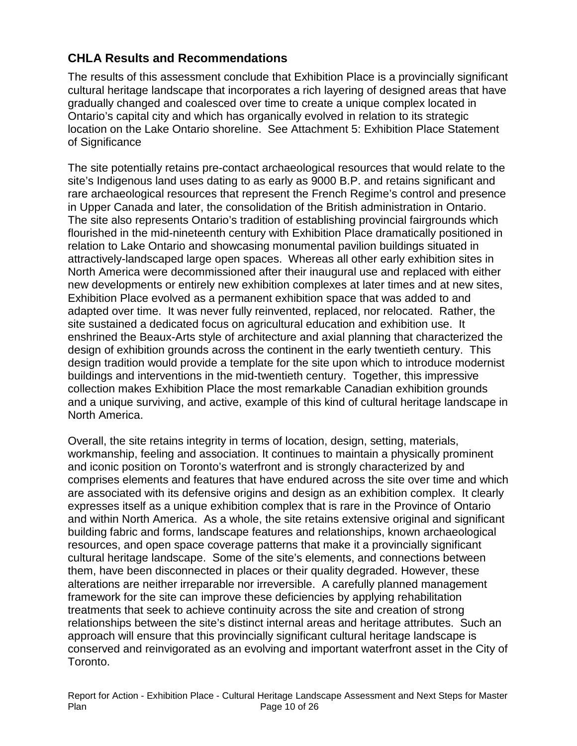## CHLA Results and Recommendations

The results of this assessment conclude that Exhibition Place is a provincially significant cultural heritage landscape that incorporates a rich layering of designed areas that have gradually changed and coalesced over time to create a unique complex located in Ontario's capital city and which has organically evolved in relation to its strategic location on the Lake Ontario shoreline. See Attachment 5: Exhibition Place Statement of Significance

The site potentially retains pre-contact archaeological resources that would relate to the site's Indigenous land uses dating to as early as 9000 B.P. and retains significant and rare archaeological resources that represent the French Regime's control and presence in Upper Canada and later, the consolidation of the British administration in Ontario. The site also represents Ontario's tradition of establishing provincial fairgrounds which flourished in the mid-nineteenth century with Exhibition Place dramatically positioned in relation to Lake Ontario and showcasing monumental pavilion buildings situated in attractively-landscaped large open spaces. Whereas all other early exhibition sites in North America were decommissioned after their inaugural use and replaced with either new developments or entirely new exhibition complexes at later times and at new sites, Exhibition Place evolved as a permanent exhibition space that was added to and adapted over time. It was never fully reinvented, replaced, nor relocated. Rather, the site sustained a dedicated focus on agricultural education and exhibition use. It enshrined the Beaux-Arts style of architecture and axial planning that characterized the design of exhibition grounds across the continent in the early twentieth century. This design tradition would provide a template for the site upon which to introduce modernist buildings and interventions in the mid-twentieth century. Together, this impressive collection makes Exhibition Place the most remarkable Canadian exhibition grounds and a unique surviving, and active, example of this kind of cultural heritage landscape in North America.

Overall, the site retains integrity in terms of location, design, setting, materials, workmanship, feeling and association. It continues to maintain a physically prominent and iconic position on Toronto's waterfront and is strongly characterized by and comprises elements and features that have endured across the site over time and which are associated with its defensive origins and design as an exhibition complex. It clearly expresses itself as a unique exhibition complex that is rare in the Province of Ontario and within North America. As a whole, the site retains extensive original and significant building fabric and forms, landscape features and relationships, known archaeological resources, and open space coverage patterns that make it a provincially significant cultural heritage landscape. Some of the site's elements, and connections between them, have been disconnected in places or their quality degraded. However, these alterations are neither irreparable nor irreversible. A carefully planned management framework for the site can improve these deficiencies by applying rehabilitation treatments that seek to achieve continuity across the site and creation of strong relationships between the site's distinct internal areas and heritage attributes. Such an approach will ensure that this provincially significant cultural heritage landscape is conserved and reinvigorated as an evolving and important waterfront asset in the City of Toronto.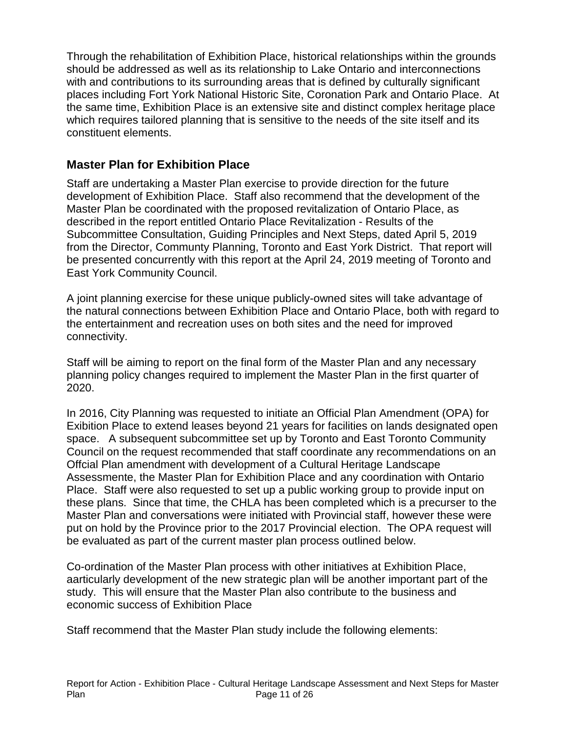Through the rehabilitation of Exhibition Place, historical relationships within the grounds should be addressed as well as its relationship to Lake Ontario and interconnections with and contributions to its surrounding areas that is defined by culturally significant places including Fort York National Historic Site, Coronation Park and Ontario Place. At the same time, Exhibition Place is an extensive site and distinct complex heritage place which requires tailored planning that is sensitive to the needs of the site itself and its constituent elements.

## Master Plan for Exhibition Place

Staff are undertaking a Master Plan exercise to provide direction for the future development of Exhibition Place. Staff also recommend that the development of the Master Plan be coordinated with the proposed revitalization of Ontario Place, as described in the report entitled Ontario Place Revitalization - Results of the Subcommittee Consultation, Guiding Principles and Next Steps, dated April 5, 2019 from the Director, Communty Planning, Toronto and East York District. That report will be presented concurrently with this report at the April 24, 2019 meeting of Toronto and East York Community Council.

A joint planning exercise for these unique publicly-owned sites will take advantage of the natural connections between Exhibition Place and Ontario Place, both with regard to the entertainment and recreation uses on both sites and the need for improved connectivity.

Staff will be aiming to report on the final form of the Master Plan and any necessary planning policy changes required to implement the Master Plan in the first quarter of 2020.

In 2016, City Planning was requested to initiate an Official Plan Amendment (OPA) for Exibition Place to extend leases beyond 21 years for facilities on lands designated open space. A subsequent subcommittee set up by Toronto and East Toronto Community Council on the request recommended that staff coordinate any recommendations on an Offcial Plan amendment with development of a Cultural Heritage Landscape Assessmente, the Master Plan for Exhibition Place and any coordination with Ontario Place. Staff were also requested to set up a public working group to provide input on these plans. Since that time, the CHLA has been completed which is a precurser to the Master Plan and conversations were initiated with Provincial staff, however these were put on hold by the Province prior to the 2017 Provincial election. The OPA request will be evaluated as part of the current master plan process outlined below.

Co-ordination of the Master Plan process with other initiatives at Exhibition Place, aarticularly development of the new strategic plan will be another important part of the study. This will ensure that the Master Plan also contribute to the business and economic success of Exhibition Place

Staff recommend that the Master Plan study include the following elements: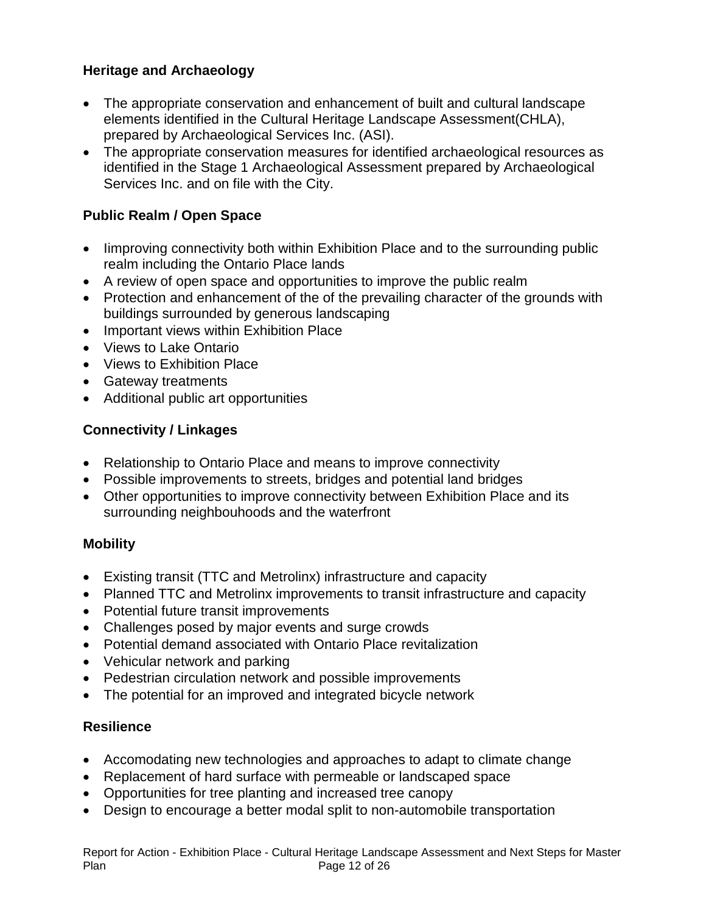**Heritage and Archaeology**

- The appropriate conservation and enhancement of built and cultural landscape elements identified in the Cultural Heritage Landscape Assessment(CHLA), prepared by Archaeological Services Inc. (ASI).
- The appropriate conservation measures for identified archaeological resources as identified in the Stage 1 Archaeological Assessment prepared by Archaeological Services Inc. and on file with the City.

**Public Realm / Open Space**

- Iimproving connectivity both within Exhibition Place and to the surrounding public realm including the Ontario Place lands
- A review of open space and opportunities to improve the public realm
- Protection and enhancement of the of the prevailing character of the grounds with buildings surrounded by generous landscaping
- Important views within Exhibition Place
- Views to Lake Ontario
- Views to Exhibition Place
- Gateway treatments
- Additional public art opportunities

**Connectivity / Linkages**

- Relationship to Ontario Place and means to improve connectivity
- Possible improvements to streets, bridges and potential land bridges
- Other opportunities to improve connectivity between Exhibition Place and its surrounding neighbouhoods and the waterfront

**Mobility**

- Existing transit (TTC and Metrolinx) infrastructure and capacity
- Planned TTC and Metrolinx improvements to transit infrastructure and capacity
- Potential future transit improvements
- Challenges posed by major events and surge crowds
- Potential demand associated with Ontario Place revitalization
- Vehicular network and parking
- Pedestrian circulation network and possible improvements
- The potential for an improved and integrated bicycle network

**Resilience**

- Accomodating new technologies and approaches to adapt to climate change
- Replacement of hard surface with permeable or landscaped space
- Opportunities for tree planting and increased tree canopy
- Design to encourage a better modal split to non-automobile transportation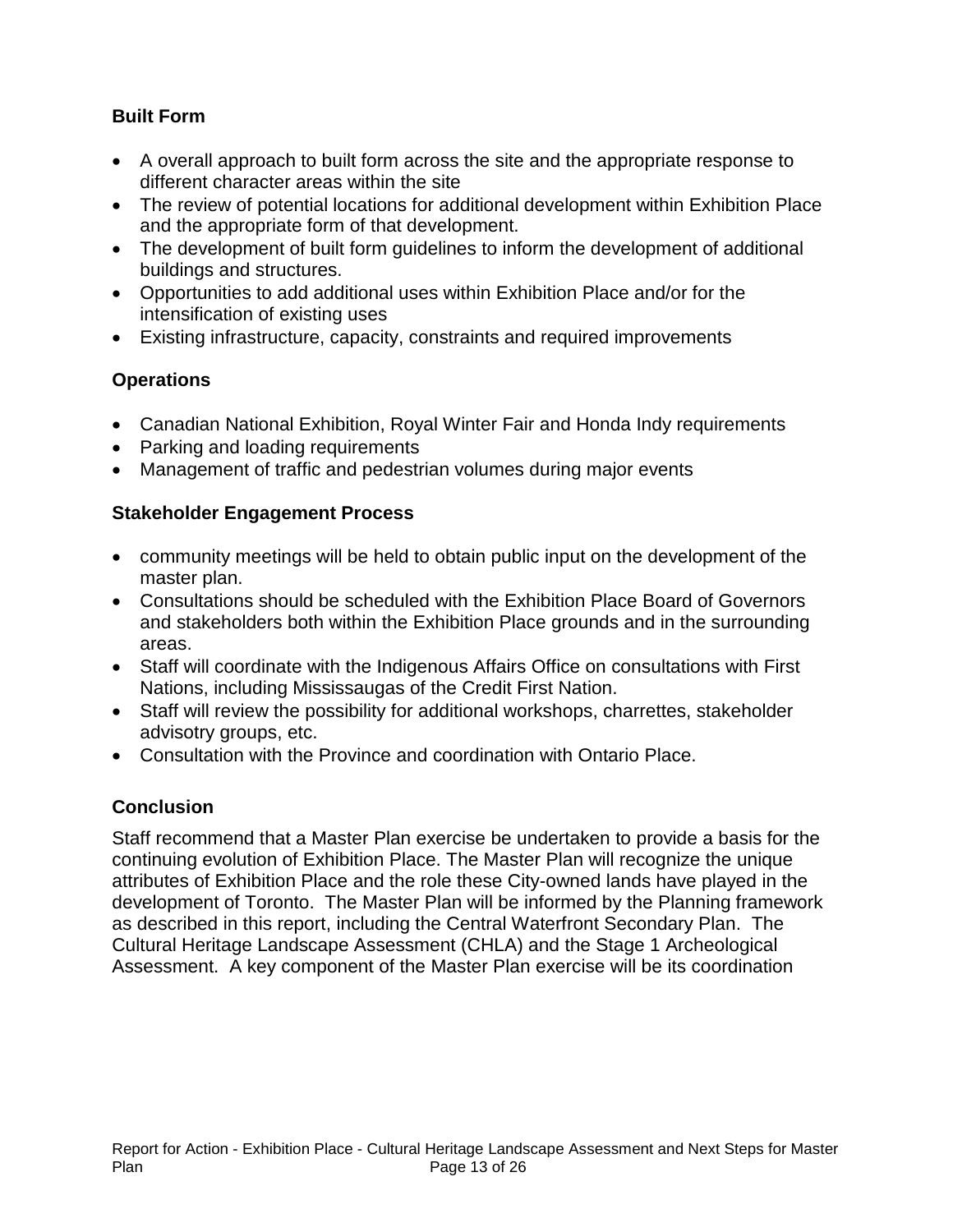### Built Form

- A overall approach to built form across the site and the appropriate response to different character areas within the site
- The review of potential locations for additional development within Exhibition Place and the appropriate form of that development.
- The development of built form guidelines to inform the development of additional buildings and structures.
- Opportunities to add additional uses within Exhibition Place and/or for the intensification of existing uses
- Existing infrastructure, capacity, constraints and required improvements

### Operations

- Canadian National Exhibition, Royal Winter Fair and Honda Indy requirements
- Parking and loading requirements
- Management of traffic and pedestrian volumes during major events

### Stakeholder Engagement Process

- community meetings will be held to obtain public input on the development of the master plan.
- Consultations should be scheduled with the Exhibition Place Board of Governors and stakeholders both within the Exhibition Place grounds and in the surrounding areas.
- Staff will coordinate with the Indigenous Affairs Office on consultations with First Nations, including Mississaugas of the Credit First Nation.
- Staff will review the possibility for additional workshops, charrettes, stakeholder advisotry groups, etc.
- Consultation with the Province and coordination with Ontario Place.

### Conclusion

Staff recommend that a Master Plan exercise be undertaken to provide a basis for the continuing evolution of Exhibition Place. The Master Plan will recognize the unique attributes of Exhibition Place and the role these City-owned lands have played in the development of Toronto. The Master Plan will be informed by the Planning framework as described in this report, including the Central Waterfront Secondary Plan. The Cultural Heritage Landscape Assessment (CHLA) and the Stage 1 Archeological Assessment. A key component of the Master Plan exercise will be its coordination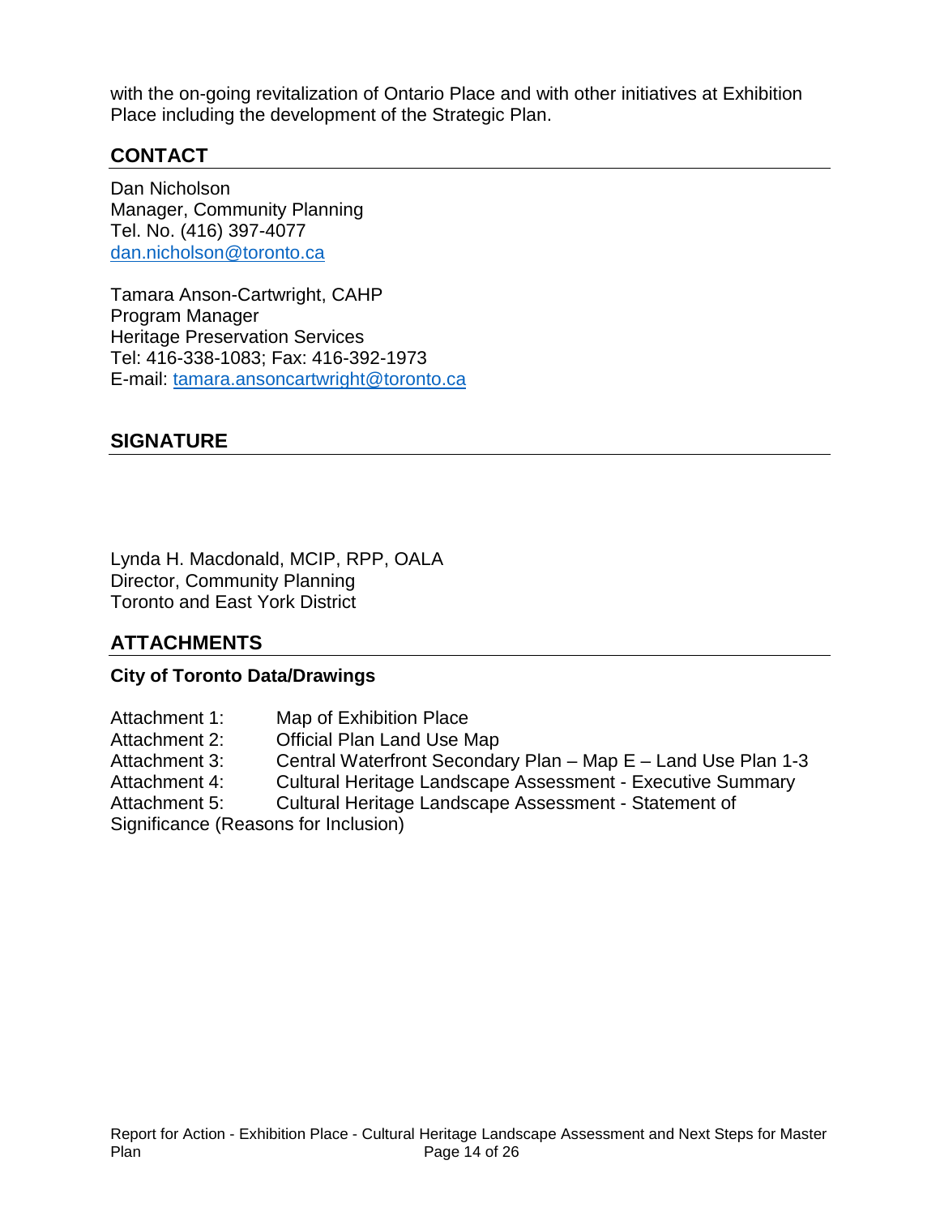with the on-going revitalization of Ontario Place and with other initiatives at Exhibition Place including the development of the Strategic Plan.

## CONTACT

Dan Nicholson
Manager, Community Planning
Tel. No. (416) 397-4077
dan.nicholson@toronto.ca

Tamara Anson-Cartwright, CAHP
Program Manager
Heritage Preservation Services
Tel: 416-338-1083; Fax: 416-392-1973
E-mail: tamara.ansoncartwright@toronto.ca

## SIGNATURE

Lynda H. Macdonald, MCIP, RPP, OALA
Director, Community Planning
Toronto and East York District

## ATTACHMENTS

### City of Toronto Data/Drawings

Attachment 1: Map of Exhibition Place
Attachment 2: Official Plan Land Use Map
Attachment 3: Central Waterfront Secondary Plan – Map E – Land Use Plan 1-3
Attachment 4: Cultural Heritage Landscape Assessment - Executive Summary
Attachment 5: Cultural Heritage Landscape Assessment - Statement of Significance (Reasons for Inclusion)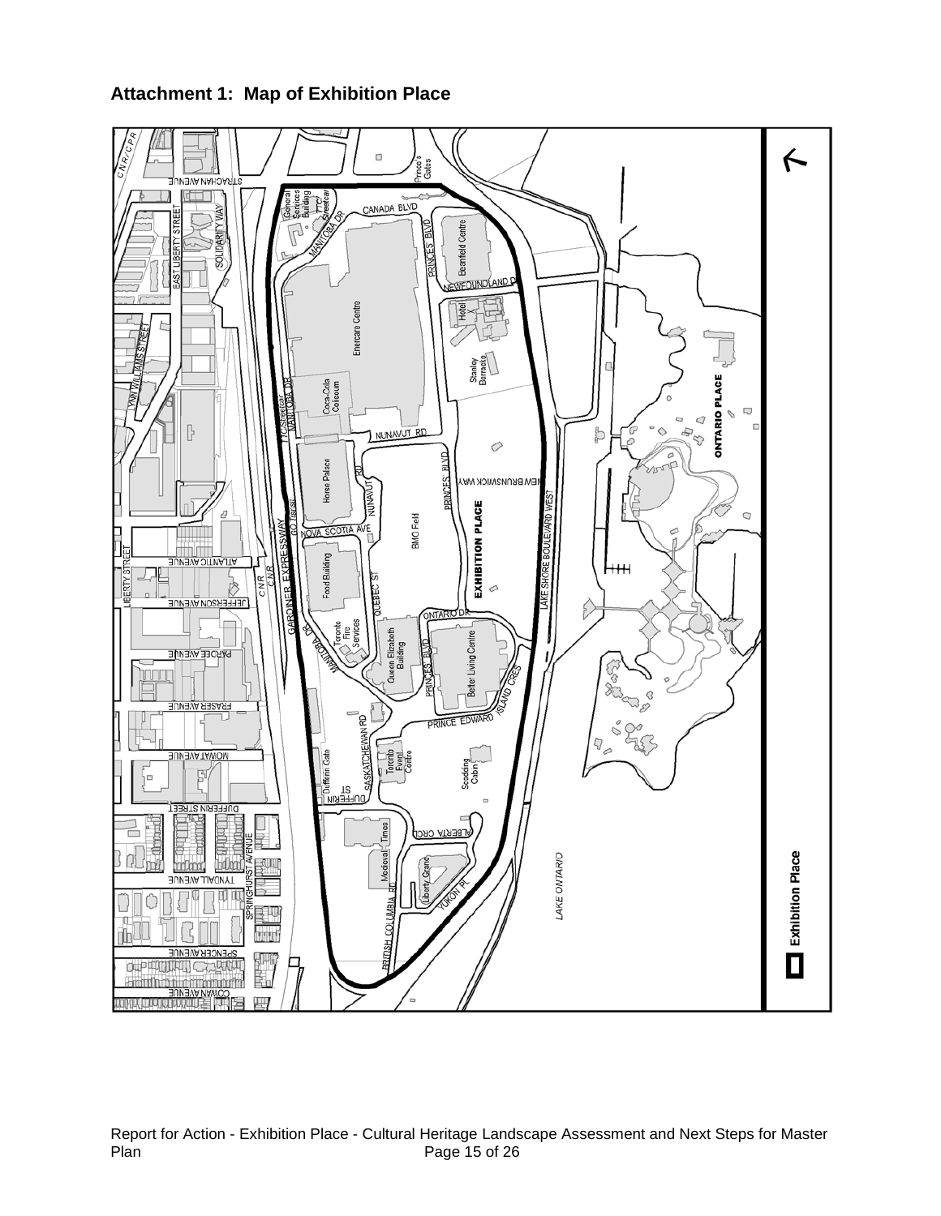## Attachment 1: Map of Exhibition Place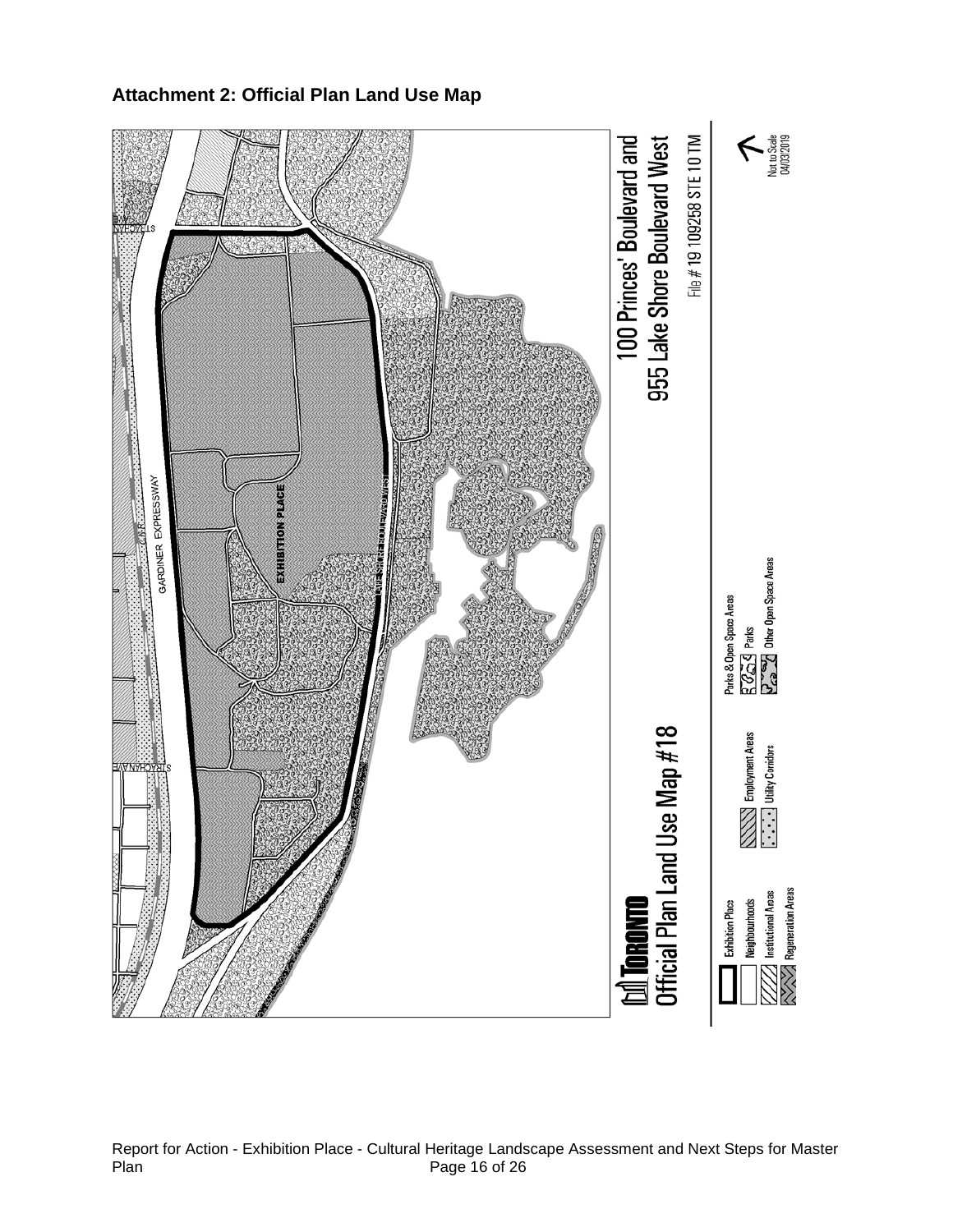**Attachment 2: Official Plan Land Use Map**

Toronto
Official Plan Land Use Map #18

100 Princes' Boulevard and
955 Lake Shore Boulevard West

File # 19 109258 STE 10 TM

Not to Scale
04/03/2019

GARDINER EXPRESSWAY
EXHIBITION PLACE
LAKE SHORE BOULEVARD WEST
STRACHAN AVE

Exhibition Place
Neighbourhoods
Institutional Areas
Regeneration Areas
Employment Areas
Utility Corridors
Parks & Open Space Areas
Parks
Other Open Space Areas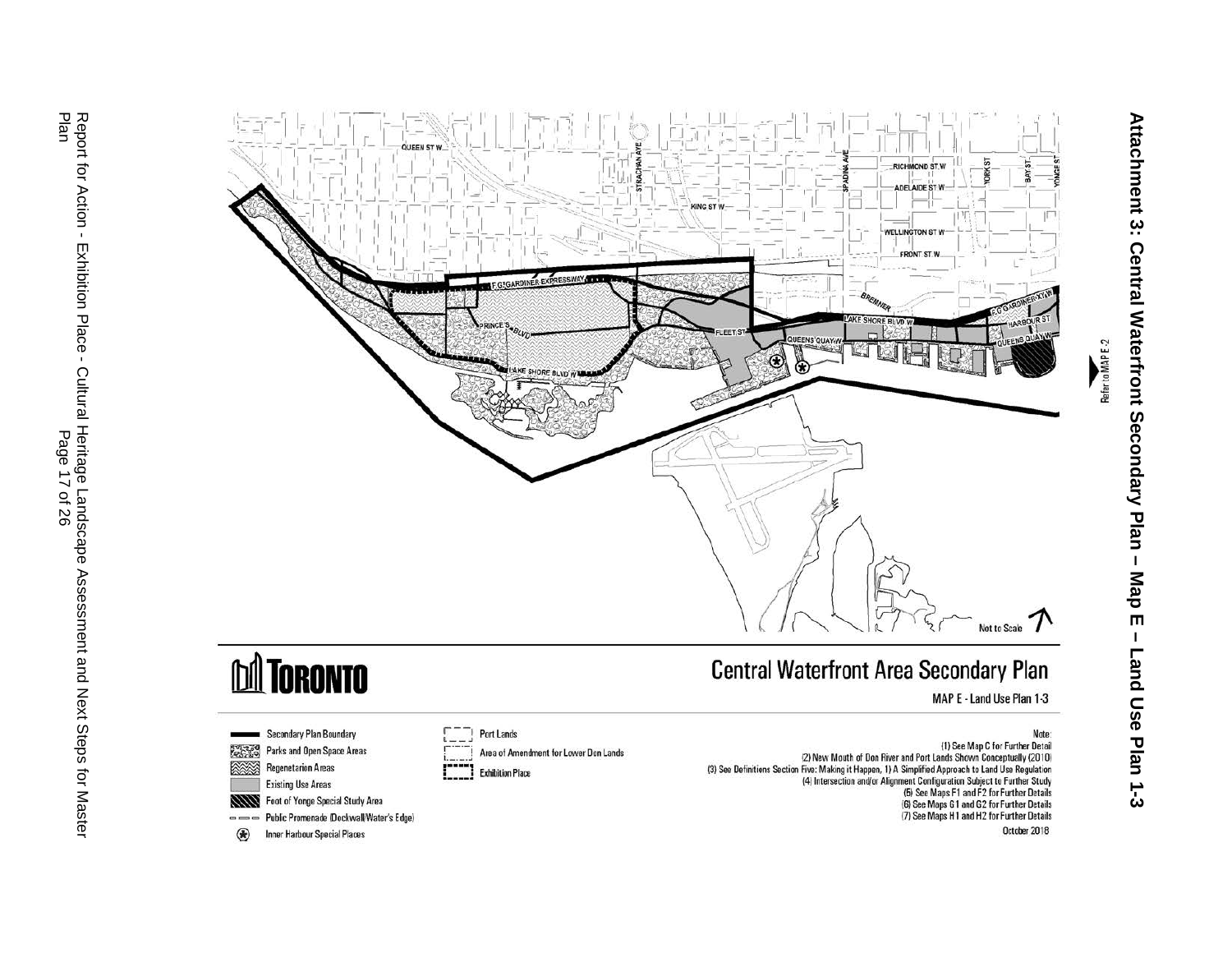# Attachment 3: Central Waterfront Secondary Plan – Map E – Land Use Plan 1-3

Refer to MAP E-2

QUEEN ST W
STRACHAN AVE
SPADINA AVE
RICHMOND ST W
YORK ST
BAY ST
YONGE ST
ADELAIDE ST W
KING ST W
WELLINGTON ST W
FRONT ST W
F.G. GARDINER EXPRESSWAY
BREMNER
F.G. GARDINER XY W
LAKE SHORE BLVD W
HARBOUR ST
PRINCE'S BLVD
FLEET ST
QUEENS QUAY W
QUEENS QUAY W
LAKE SHORE BLVD W

Not to Scale

TORONTO

## Central Waterfront Area Secondary Plan

MAP E - Land Use Plan 1-3

Secondary Plan Boundary
Parks and Open Space Areas
Regeneration Areas
Existing Use Areas
Foot of Yonge Special Study Area
Public Promenade (Dockwall/Water's Edge)
Inner Harbour Special Places

Port Lands
Area of Amendment for Lower Don Lands
Exhibition Place

Note:
(1) See Map C for Further Detail
(2) New Mouth of Don River and Port Lands Shown Conceptually (2010)
(3) See Definitions Section Five: Making it Happen, 1) A Simplified Approach to Land Use Regulation
(4) Intersection and/or Alignment Configuration Subject to Further Study
(5) See Maps F1 and F2 for Further Details
(6) See Maps G1 and G2 for Further Details
(7) See Maps H1 and H2 for Further Details
October 2018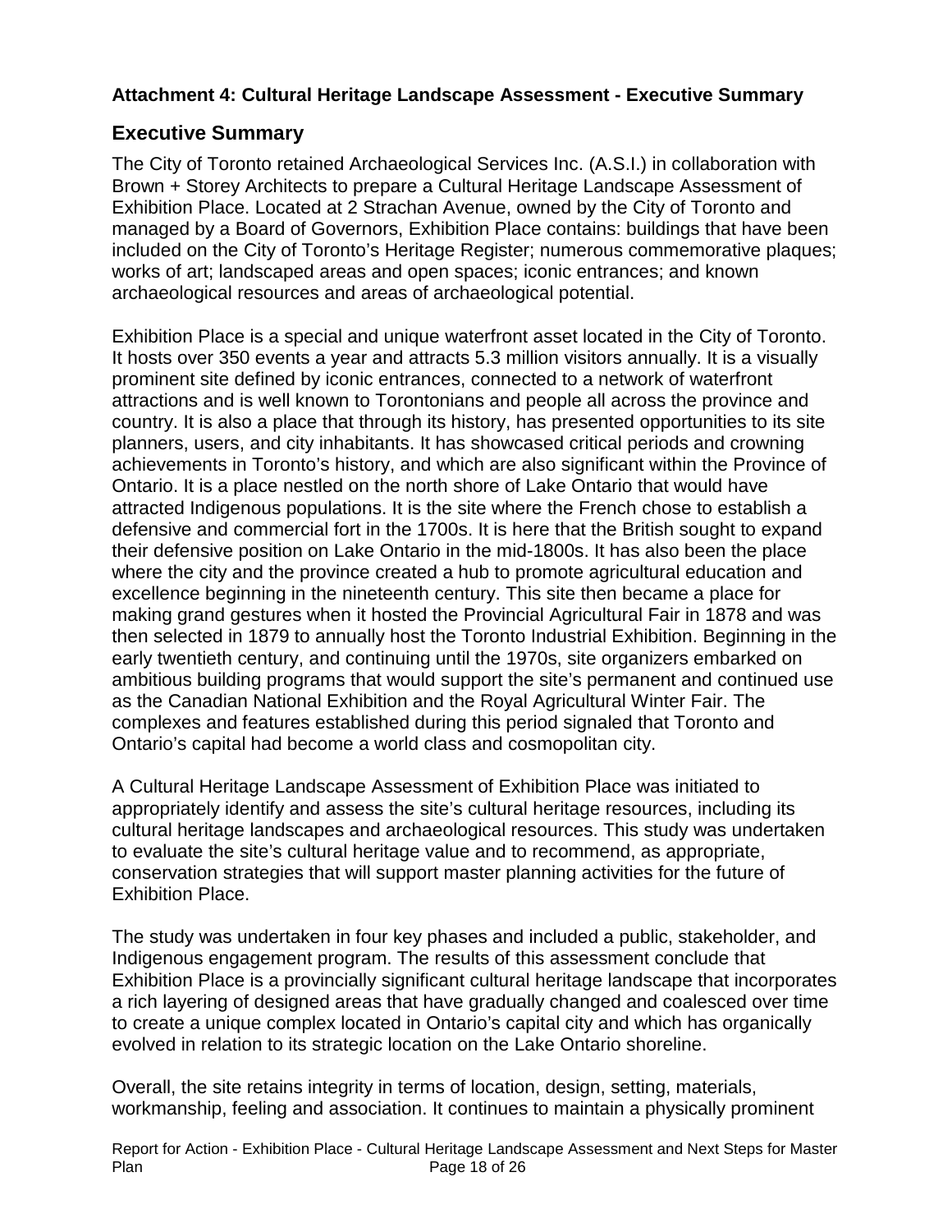**Attachment 4: Cultural Heritage Landscape Assessment - Executive Summary**

## Executive Summary

The City of Toronto retained Archaeological Services Inc. (A.S.I.) in collaboration with Brown + Storey Architects to prepare a Cultural Heritage Landscape Assessment of Exhibition Place. Located at 2 Strachan Avenue, owned by the City of Toronto and managed by a Board of Governors, Exhibition Place contains: buildings that have been included on the City of Toronto's Heritage Register; numerous commemorative plaques; works of art; landscaped areas and open spaces; iconic entrances; and known archaeological resources and areas of archaeological potential.

Exhibition Place is a special and unique waterfront asset located in the City of Toronto. It hosts over 350 events a year and attracts 5.3 million visitors annually. It is a visually prominent site defined by iconic entrances, connected to a network of waterfront attractions and is well known to Torontonians and people all across the province and country. It is also a place that through its history, has presented opportunities to its site planners, users, and city inhabitants. It has showcased critical periods and crowning achievements in Toronto's history, and which are also significant within the Province of Ontario. It is a place nestled on the north shore of Lake Ontario that would have attracted Indigenous populations. It is the site where the French chose to establish a defensive and commercial fort in the 1700s. It is here that the British sought to expand their defensive position on Lake Ontario in the mid-1800s. It has also been the place where the city and the province created a hub to promote agricultural education and excellence beginning in the nineteenth century. This site then became a place for making grand gestures when it hosted the Provincial Agricultural Fair in 1878 and was then selected in 1879 to annually host the Toronto Industrial Exhibition. Beginning in the early twentieth century, and continuing until the 1970s, site organizers embarked on ambitious building programs that would support the site's permanent and continued use as the Canadian National Exhibition and the Royal Agricultural Winter Fair. The complexes and features established during this period signaled that Toronto and Ontario's capital had become a world class and cosmopolitan city.

A Cultural Heritage Landscape Assessment of Exhibition Place was initiated to appropriately identify and assess the site's cultural heritage resources, including its cultural heritage landscapes and archaeological resources. This study was undertaken to evaluate the site's cultural heritage value and to recommend, as appropriate, conservation strategies that will support master planning activities for the future of Exhibition Place.

The study was undertaken in four key phases and included a public, stakeholder, and Indigenous engagement program. The results of this assessment conclude that Exhibition Place is a provincially significant cultural heritage landscape that incorporates a rich layering of designed areas that have gradually changed and coalesced over time to create a unique complex located in Ontario's capital city and which has organically evolved in relation to its strategic location on the Lake Ontario shoreline.

Overall, the site retains integrity in terms of location, design, setting, materials, workmanship, feeling and association. It continues to maintain a physically prominent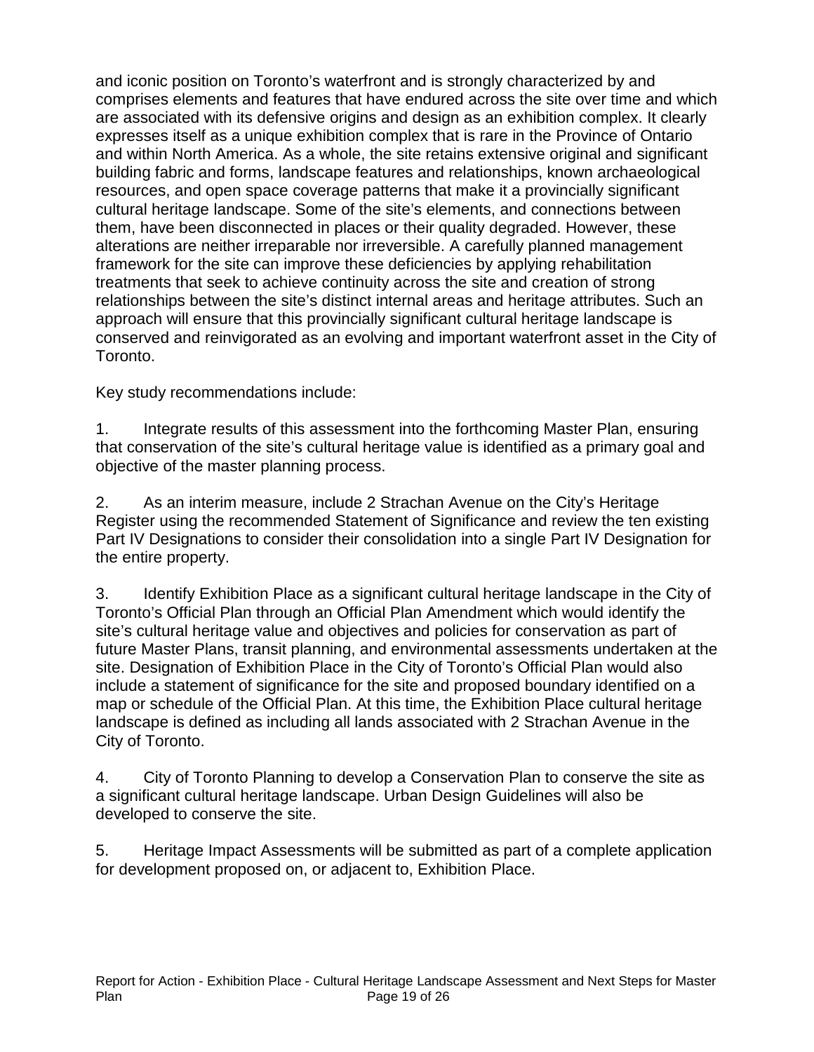and iconic position on Toronto's waterfront and is strongly characterized by and comprises elements and features that have endured across the site over time and which are associated with its defensive origins and design as an exhibition complex. It clearly expresses itself as a unique exhibition complex that is rare in the Province of Ontario and within North America. As a whole, the site retains extensive original and significant building fabric and forms, landscape features and relationships, known archaeological resources, and open space coverage patterns that make it a provincially significant cultural heritage landscape. Some of the site's elements, and connections between them, have been disconnected in places or their quality degraded. However, these alterations are neither irreparable nor irreversible. A carefully planned management framework for the site can improve these deficiencies by applying rehabilitation treatments that seek to achieve continuity across the site and creation of strong relationships between the site's distinct internal areas and heritage attributes. Such an approach will ensure that this provincially significant cultural heritage landscape is conserved and reinvigorated as an evolving and important waterfront asset in the City of Toronto.

Key study recommendations include:

1. Integrate results of this assessment into the forthcoming Master Plan, ensuring that conservation of the site's cultural heritage value is identified as a primary goal and objective of the master planning process.

2. As an interim measure, include 2 Strachan Avenue on the City's Heritage Register using the recommended Statement of Significance and review the ten existing Part IV Designations to consider their consolidation into a single Part IV Designation for the entire property.

3. Identify Exhibition Place as a significant cultural heritage landscape in the City of Toronto's Official Plan through an Official Plan Amendment which would identify the site's cultural heritage value and objectives and policies for conservation as part of future Master Plans, transit planning, and environmental assessments undertaken at the site. Designation of Exhibition Place in the City of Toronto's Official Plan would also include a statement of significance for the site and proposed boundary identified on a map or schedule of the Official Plan. At this time, the Exhibition Place cultural heritage landscape is defined as including all lands associated with 2 Strachan Avenue in the City of Toronto.

4. City of Toronto Planning to develop a Conservation Plan to conserve the site as a significant cultural heritage landscape. Urban Design Guidelines will also be developed to conserve the site.

5. Heritage Impact Assessments will be submitted as part of a complete application for development proposed on, or adjacent to, Exhibition Place.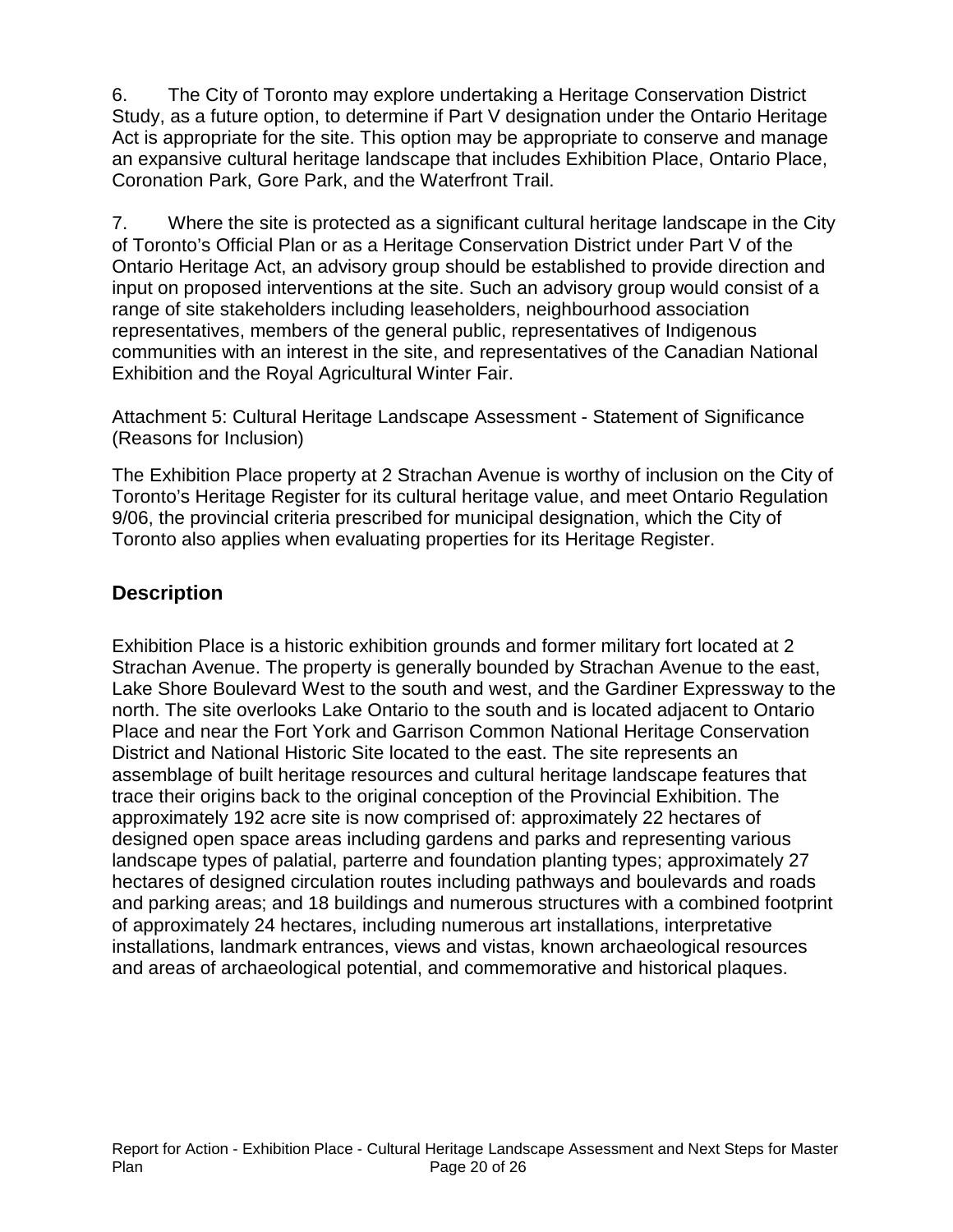6. The City of Toronto may explore undertaking a Heritage Conservation District Study, as a future option, to determine if Part V designation under the Ontario Heritage Act is appropriate for the site. This option may be appropriate to conserve and manage an expansive cultural heritage landscape that includes Exhibition Place, Ontario Place, Coronation Park, Gore Park, and the Waterfront Trail.

7. Where the site is protected as a significant cultural heritage landscape in the City of Toronto's Official Plan or as a Heritage Conservation District under Part V of the Ontario Heritage Act, an advisory group should be established to provide direction and input on proposed interventions at the site. Such an advisory group would consist of a range of site stakeholders including leaseholders, neighbourhood association representatives, members of the general public, representatives of Indigenous communities with an interest in the site, and representatives of the Canadian National Exhibition and the Royal Agricultural Winter Fair.

Attachment 5: Cultural Heritage Landscape Assessment - Statement of Significance (Reasons for Inclusion)

The Exhibition Place property at 2 Strachan Avenue is worthy of inclusion on the City of Toronto's Heritage Register for its cultural heritage value, and meet Ontario Regulation 9/06, the provincial criteria prescribed for municipal designation, which the City of Toronto also applies when evaluating properties for its Heritage Register.

## Description

Exhibition Place is a historic exhibition grounds and former military fort located at 2 Strachan Avenue. The property is generally bounded by Strachan Avenue to the east, Lake Shore Boulevard West to the south and west, and the Gardiner Expressway to the north. The site overlooks Lake Ontario to the south and is located adjacent to Ontario Place and near the Fort York and Garrison Common National Heritage Conservation District and National Historic Site located to the east. The site represents an assemblage of built heritage resources and cultural heritage landscape features that trace their origins back to the original conception of the Provincial Exhibition. The approximately 192 acre site is now comprised of: approximately 22 hectares of designed open space areas including gardens and parks and representing various landscape types of palatial, parterre and foundation planting types; approximately 27 hectares of designed circulation routes including pathways and boulevards and roads and parking areas; and 18 buildings and numerous structures with a combined footprint of approximately 24 hectares, including numerous art installations, interpretative installations, landmark entrances, views and vistas, known archaeological resources and areas of archaeological potential, and commemorative and historical plaques.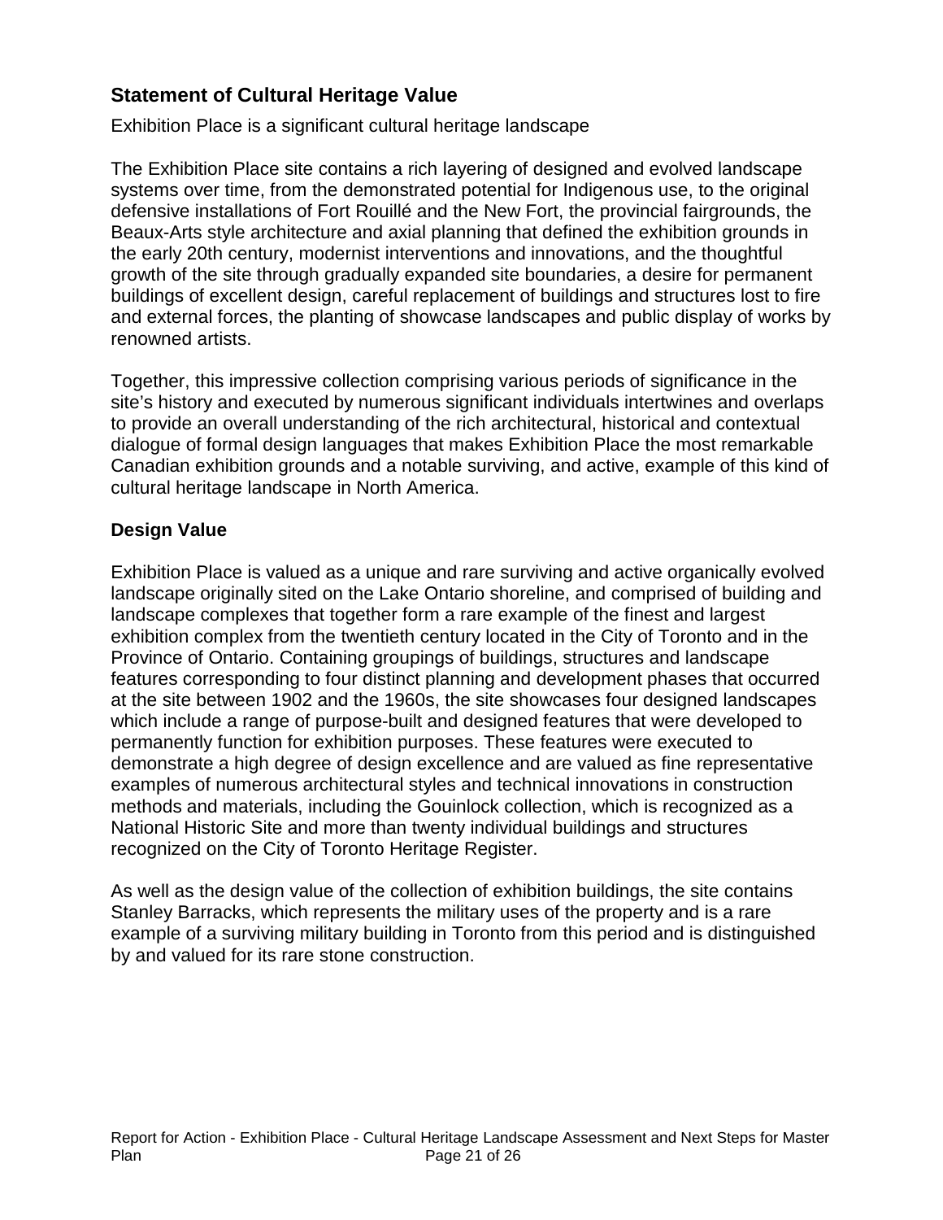## Statement of Cultural Heritage Value

Exhibition Place is a significant cultural heritage landscape

The Exhibition Place site contains a rich layering of designed and evolved landscape systems over time, from the demonstrated potential for Indigenous use, to the original defensive installations of Fort Rouillé and the New Fort, the provincial fairgrounds, the Beaux-Arts style architecture and axial planning that defined the exhibition grounds in the early 20th century, modernist interventions and innovations, and the thoughtful growth of the site through gradually expanded site boundaries, a desire for permanent buildings of excellent design, careful replacement of buildings and structures lost to fire and external forces, the planting of showcase landscapes and public display of works by renowned artists.

Together, this impressive collection comprising various periods of significance in the site's history and executed by numerous significant individuals intertwines and overlaps to provide an overall understanding of the rich architectural, historical and contextual dialogue of formal design languages that makes Exhibition Place the most remarkable Canadian exhibition grounds and a notable surviving, and active, example of this kind of cultural heritage landscape in North America.

### Design Value

Exhibition Place is valued as a unique and rare surviving and active organically evolved landscape originally sited on the Lake Ontario shoreline, and comprised of building and landscape complexes that together form a rare example of the finest and largest exhibition complex from the twentieth century located in the City of Toronto and in the Province of Ontario. Containing groupings of buildings, structures and landscape features corresponding to four distinct planning and development phases that occurred at the site between 1902 and the 1960s, the site showcases four designed landscapes which include a range of purpose-built and designed features that were developed to permanently function for exhibition purposes. These features were executed to demonstrate a high degree of design excellence and are valued as fine representative examples of numerous architectural styles and technical innovations in construction methods and materials, including the Gouinlock collection, which is recognized as a National Historic Site and more than twenty individual buildings and structures recognized on the City of Toronto Heritage Register.

As well as the design value of the collection of exhibition buildings, the site contains Stanley Barracks, which represents the military uses of the property and is a rare example of a surviving military building in Toronto from this period and is distinguished by and valued for its rare stone construction.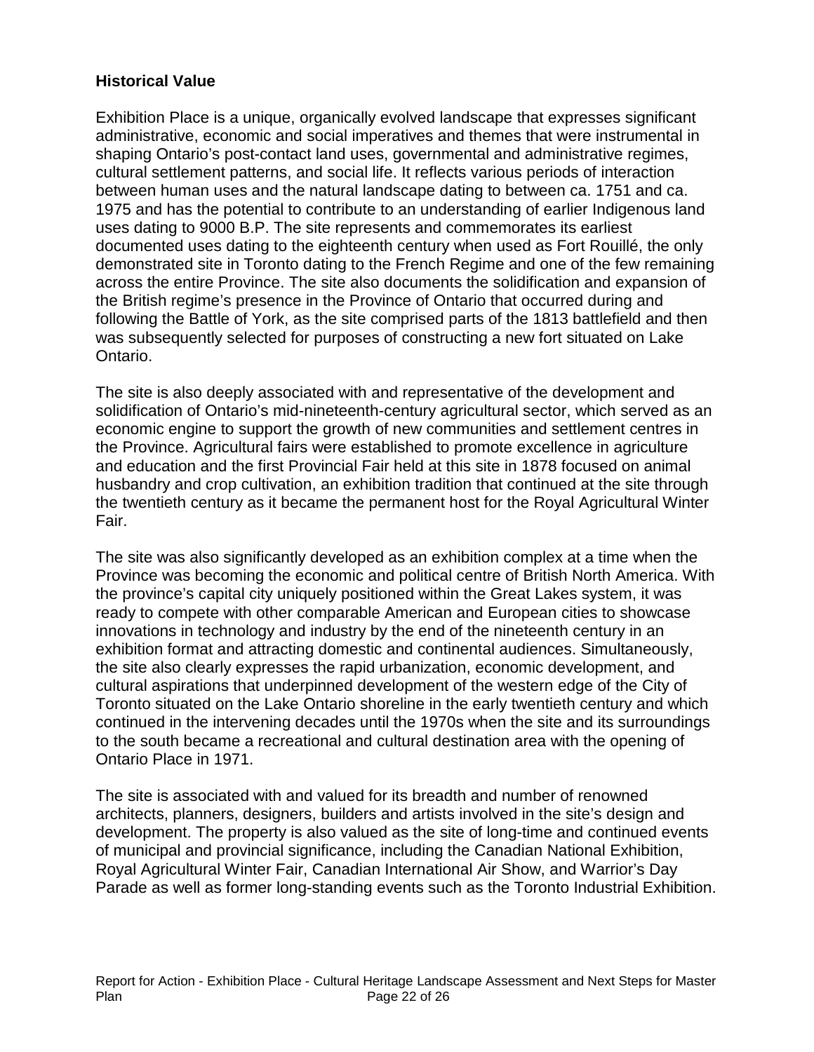**Historical Value**

Exhibition Place is a unique, organically evolved landscape that expresses significant administrative, economic and social imperatives and themes that were instrumental in shaping Ontario's post-contact land uses, governmental and administrative regimes, cultural settlement patterns, and social life. It reflects various periods of interaction between human uses and the natural landscape dating to between ca. 1751 and ca. 1975 and has the potential to contribute to an understanding of earlier Indigenous land uses dating to 9000 B.P. The site represents and commemorates its earliest documented uses dating to the eighteenth century when used as Fort Rouillé, the only demonstrated site in Toronto dating to the French Regime and one of the few remaining across the entire Province. The site also documents the solidification and expansion of the British regime's presence in the Province of Ontario that occurred during and following the Battle of York, as the site comprised parts of the 1813 battlefield and then was subsequently selected for purposes of constructing a new fort situated on Lake Ontario.

The site is also deeply associated with and representative of the development and solidification of Ontario's mid-nineteenth-century agricultural sector, which served as an economic engine to support the growth of new communities and settlement centres in the Province. Agricultural fairs were established to promote excellence in agriculture and education and the first Provincial Fair held at this site in 1878 focused on animal husbandry and crop cultivation, an exhibition tradition that continued at the site through the twentieth century as it became the permanent host for the Royal Agricultural Winter Fair.

The site was also significantly developed as an exhibition complex at a time when the Province was becoming the economic and political centre of British North America. With the province's capital city uniquely positioned within the Great Lakes system, it was ready to compete with other comparable American and European cities to showcase innovations in technology and industry by the end of the nineteenth century in an exhibition format and attracting domestic and continental audiences. Simultaneously, the site also clearly expresses the rapid urbanization, economic development, and cultural aspirations that underpinned development of the western edge of the City of Toronto situated on the Lake Ontario shoreline in the early twentieth century and which continued in the intervening decades until the 1970s when the site and its surroundings to the south became a recreational and cultural destination area with the opening of Ontario Place in 1971.

The site is associated with and valued for its breadth and number of renowned architects, planners, designers, builders and artists involved in the site's design and development. The property is also valued as the site of long-time and continued events of municipal and provincial significance, including the Canadian National Exhibition, Royal Agricultural Winter Fair, Canadian International Air Show, and Warrior's Day Parade as well as former long-standing events such as the Toronto Industrial Exhibition.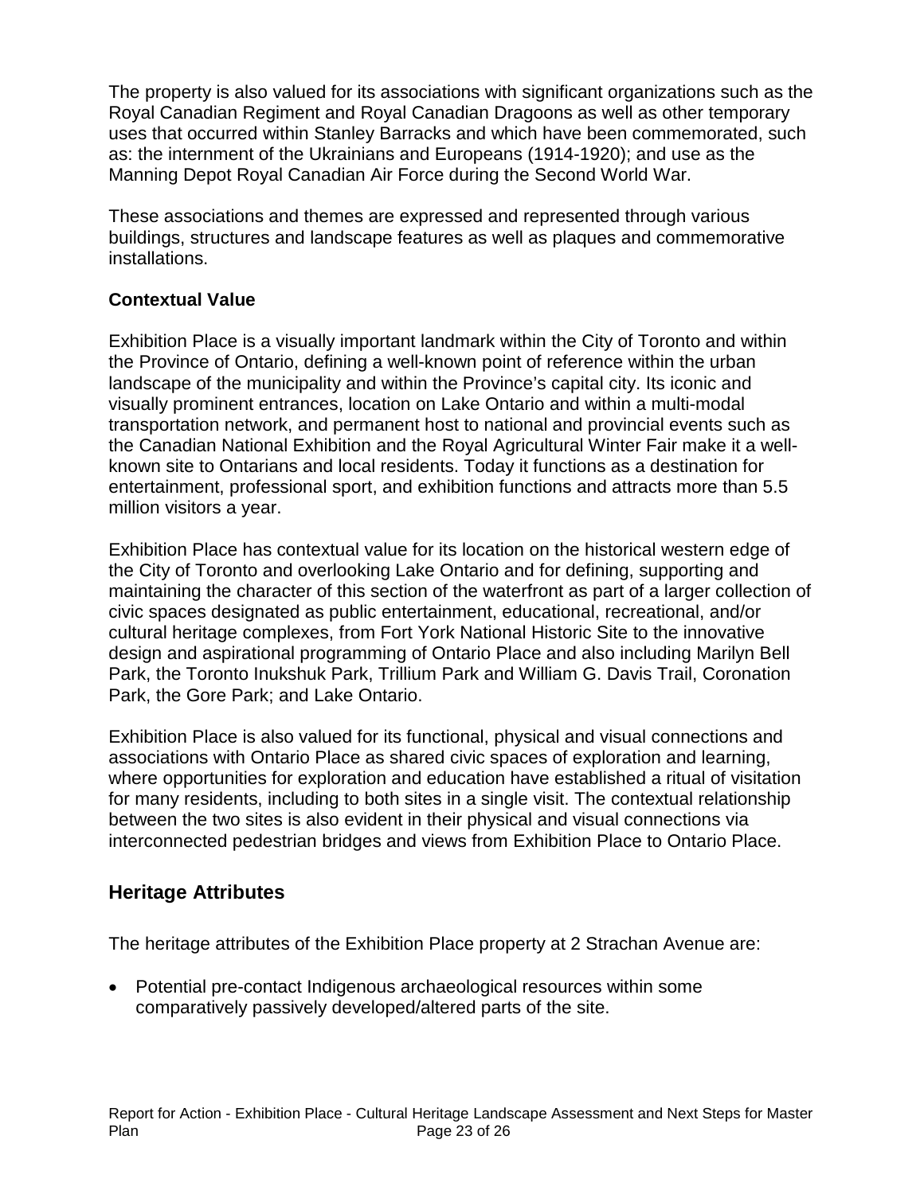The property is also valued for its associations with significant organizations such as the Royal Canadian Regiment and Royal Canadian Dragoons as well as other temporary uses that occurred within Stanley Barracks and which have been commemorated, such as: the internment of the Ukrainians and Europeans (1914-1920); and use as the Manning Depot Royal Canadian Air Force during the Second World War.

These associations and themes are expressed and represented through various buildings, structures and landscape features as well as plaques and commemorative installations.

### Contextual Value

Exhibition Place is a visually important landmark within the City of Toronto and within the Province of Ontario, defining a well-known point of reference within the urban landscape of the municipality and within the Province's capital city. Its iconic and visually prominent entrances, location on Lake Ontario and within a multi-modal transportation network, and permanent host to national and provincial events such as the Canadian National Exhibition and the Royal Agricultural Winter Fair make it a well-known site to Ontarians and local residents. Today it functions as a destination for entertainment, professional sport, and exhibition functions and attracts more than 5.5 million visitors a year.

Exhibition Place has contextual value for its location on the historical western edge of the City of Toronto and overlooking Lake Ontario and for defining, supporting and maintaining the character of this section of the waterfront as part of a larger collection of civic spaces designated as public entertainment, educational, recreational, and/or cultural heritage complexes, from Fort York National Historic Site to the innovative design and aspirational programming of Ontario Place and also including Marilyn Bell Park, the Toronto Inukshuk Park, Trillium Park and William G. Davis Trail, Coronation Park, the Gore Park; and Lake Ontario.

Exhibition Place is also valued for its functional, physical and visual connections and associations with Ontario Place as shared civic spaces of exploration and learning, where opportunities for exploration and education have established a ritual of visitation for many residents, including to both sites in a single visit. The contextual relationship between the two sites is also evident in their physical and visual connections via interconnected pedestrian bridges and views from Exhibition Place to Ontario Place.

## Heritage Attributes

The heritage attributes of the Exhibition Place property at 2 Strachan Avenue are:

- Potential pre-contact Indigenous archaeological resources within some comparatively passively developed/altered parts of the site.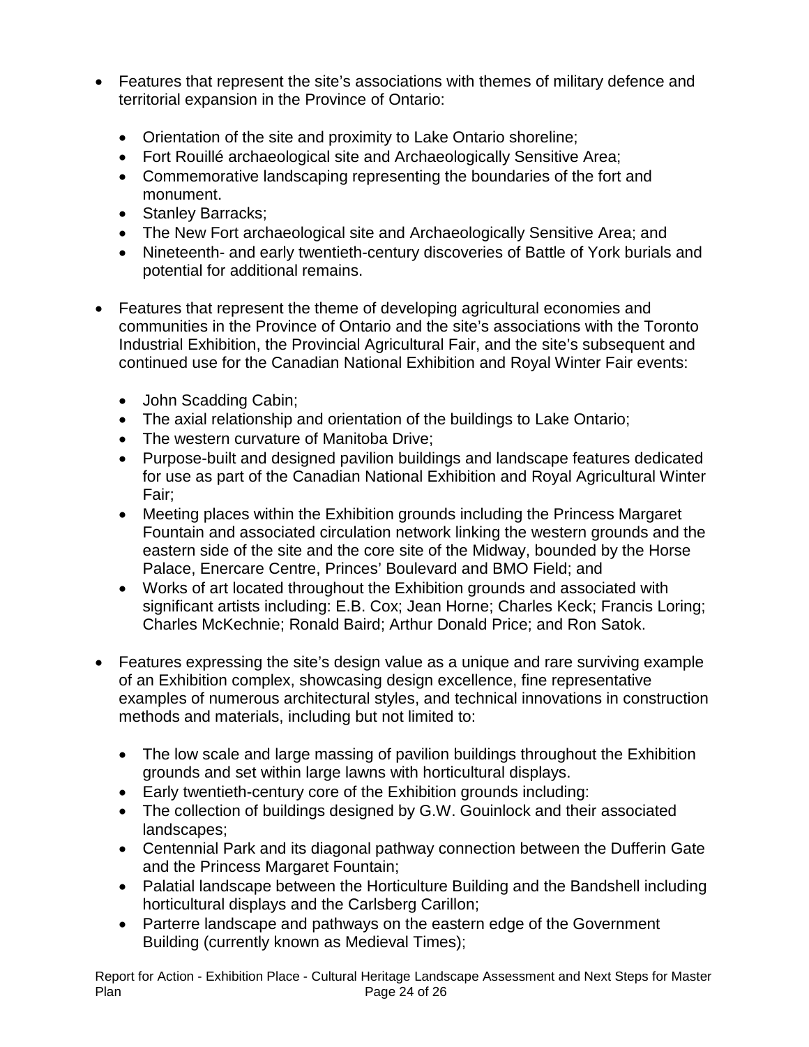- Features that represent the site's associations with themes of military defence and territorial expansion in the Province of Ontario:
  - Orientation of the site and proximity to Lake Ontario shoreline;
  - Fort Rouillé archaeological site and Archaeologically Sensitive Area;
  - Commemorative landscaping representing the boundaries of the fort and monument.
  - Stanley Barracks;
  - The New Fort archaeological site and Archaeologically Sensitive Area; and
  - Nineteenth- and early twentieth-century discoveries of Battle of York burials and potential for additional remains.
- Features that represent the theme of developing agricultural economies and communities in the Province of Ontario and the site's associations with the Toronto Industrial Exhibition, the Provincial Agricultural Fair, and the site's subsequent and continued use for the Canadian National Exhibition and Royal Winter Fair events:
  - John Scadding Cabin;
  - The axial relationship and orientation of the buildings to Lake Ontario;
  - The western curvature of Manitoba Drive;
  - Purpose-built and designed pavilion buildings and landscape features dedicated for use as part of the Canadian National Exhibition and Royal Agricultural Winter Fair;
  - Meeting places within the Exhibition grounds including the Princess Margaret Fountain and associated circulation network linking the western grounds and the eastern side of the site and the core site of the Midway, bounded by the Horse Palace, Enercare Centre, Princes' Boulevard and BMO Field; and
  - Works of art located throughout the Exhibition grounds and associated with significant artists including: E.B. Cox; Jean Horne; Charles Keck; Francis Loring; Charles McKechnie; Ronald Baird; Arthur Donald Price; and Ron Satok.
- Features expressing the site's design value as a unique and rare surviving example of an Exhibition complex, showcasing design excellence, fine representative examples of numerous architectural styles, and technical innovations in construction methods and materials, including but not limited to:
  - The low scale and large massing of pavilion buildings throughout the Exhibition grounds and set within large lawns with horticultural displays.
  - Early twentieth-century core of the Exhibition grounds including:
  - The collection of buildings designed by G.W. Gouinlock and their associated landscapes;
  - Centennial Park and its diagonal pathway connection between the Dufferin Gate and the Princess Margaret Fountain;
  - Palatial landscape between the Horticulture Building and the Bandshell including horticultural displays and the Carlsberg Carillon;
  - Parterre landscape and pathways on the eastern edge of the Government Building (currently known as Medieval Times);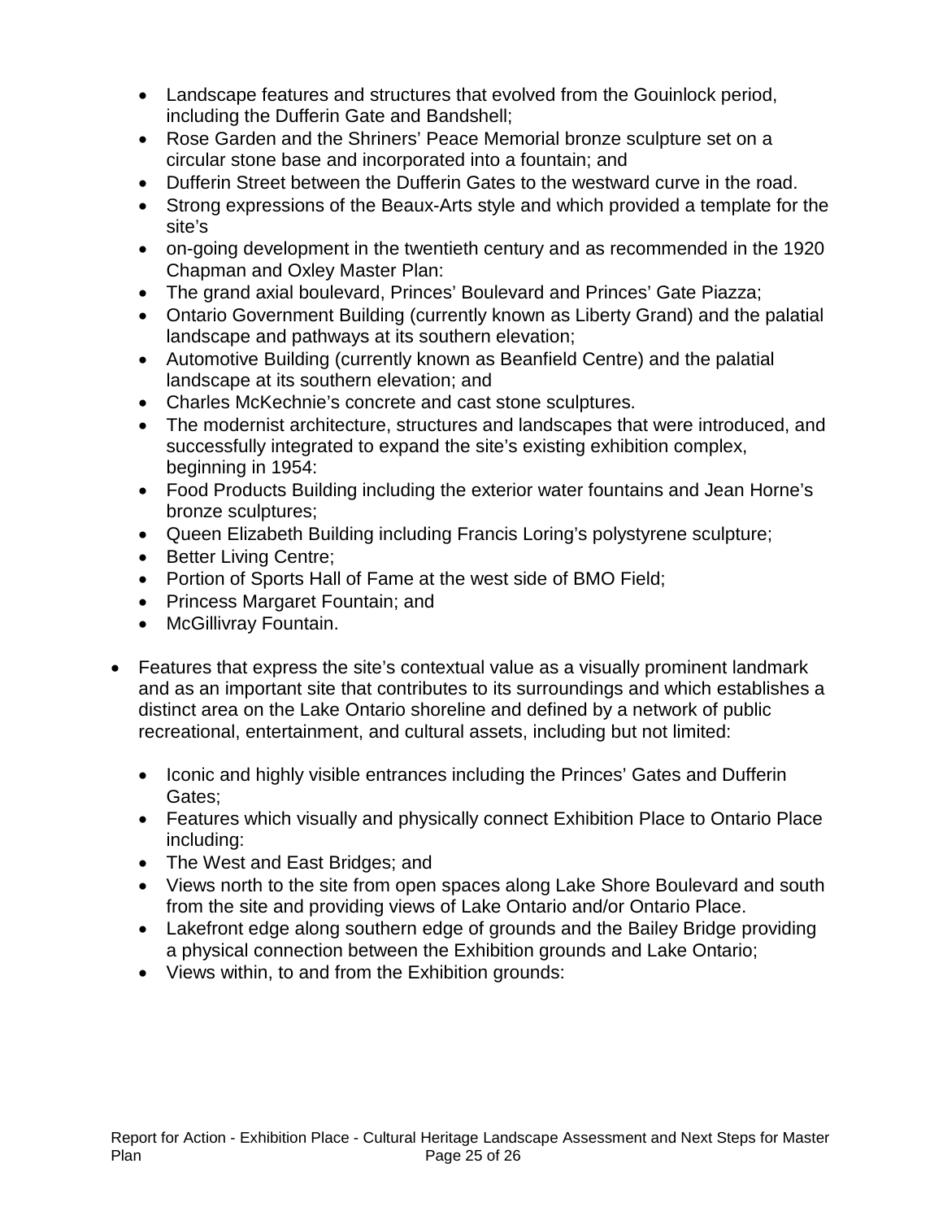- Landscape features and structures that evolved from the Gouinlock period, including the Dufferin Gate and Bandshell;
  - Rose Garden and the Shriners' Peace Memorial bronze sculpture set on a circular stone base and incorporated into a fountain; and
  - Dufferin Street between the Dufferin Gates to the westward curve in the road.
  - Strong expressions of the Beaux-Arts style and which provided a template for the site's
  - on-going development in the twentieth century and as recommended in the 1920 Chapman and Oxley Master Plan:
  - The grand axial boulevard, Princes' Boulevard and Princes' Gate Piazza;
  - Ontario Government Building (currently known as Liberty Grand) and the palatial landscape and pathways at its southern elevation;
  - Automotive Building (currently known as Beanfield Centre) and the palatial landscape at its southern elevation; and
  - Charles McKechnie's concrete and cast stone sculptures.
  - The modernist architecture, structures and landscapes that were introduced, and successfully integrated to expand the site's existing exhibition complex, beginning in 1954:
  - Food Products Building including the exterior water fountains and Jean Horne's bronze sculptures;
  - Queen Elizabeth Building including Francis Loring's polystyrene sculpture;
  - Better Living Centre;
  - Portion of Sports Hall of Fame at the west side of BMO Field;
  - Princess Margaret Fountain; and
  - McGillivray Fountain.

- Features that express the site's contextual value as a visually prominent landmark and as an important site that contributes to its surroundings and which establishes a distinct area on the Lake Ontario shoreline and defined by a network of public recreational, entertainment, and cultural assets, including but not limited:

  - Iconic and highly visible entrances including the Princes' Gates and Dufferin Gates;
  - Features which visually and physically connect Exhibition Place to Ontario Place including:
  - The West and East Bridges; and
  - Views north to the site from open spaces along Lake Shore Boulevard and south from the site and providing views of Lake Ontario and/or Ontario Place.
  - Lakefront edge along southern edge of grounds and the Bailey Bridge providing a physical connection between the Exhibition grounds and Lake Ontario;
  - Views within, to and from the Exhibition grounds: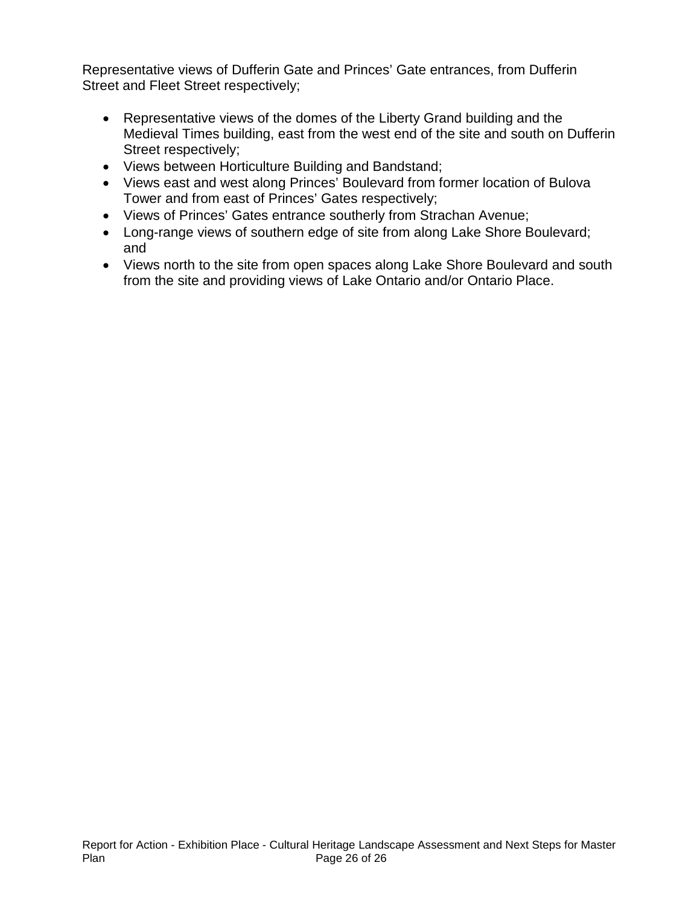Representative views of Dufferin Gate and Princes' Gate entrances, from Dufferin Street and Fleet Street respectively;

- Representative views of the domes of the Liberty Grand building and the Medieval Times building, east from the west end of the site and south on Dufferin Street respectively;
- Views between Horticulture Building and Bandstand;
- Views east and west along Princes' Boulevard from former location of Bulova Tower and from east of Princes' Gates respectively;
- Views of Princes' Gates entrance southerly from Strachan Avenue;
- Long-range views of southern edge of site from along Lake Shore Boulevard; and
- Views north to the site from open spaces along Lake Shore Boulevard and south from the site and providing views of Lake Ontario and/or Ontario Place.